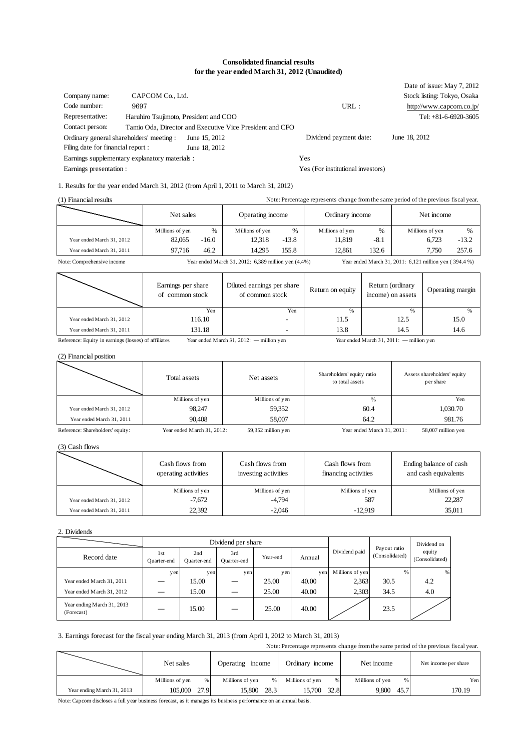# Consolidated financial results
## for the year ended March 31, 2012 (Unaudited)

Date of issue: May 7, 2012

| | | | |
|---|---|---|---|
| Company name: | CAPCOM Co., Ltd. | | Stock listing: Tokyo, Osaka |
| Code number: | 9697 | URL : | http://www.capcom.co.jp/ |
| Representative: | Haruhiro Tsujimoto, President and COO | | Tel: +81-6-6920-3605 |
| Contact person: | Tamio Oda, Director and Executive Vice President and CFO | | |
| Ordinary general shareholders' meeting : | June 15, 2012 | Dividend payment date: | June 18, 2012 |
| Filing date for financial report : | June 18, 2012 | | |
| Earnings supplementary explanatory materials : | | Yes | |
| Earnings presentation : | | Yes (For institutional investors) | |

1. Results for the year ended March 31, 2012 (from April 1, 2011 to March 31, 2012)

(1) Financial results

Note: Percentage represents change from the same period of the previous fiscal year.

| | Net sales | | Operating income | | Ordinary income | | Net income | |
|---|---|---|---|---|---|---|---|---|
| | Millions of yen | % | Millions of yen | % | Millions of yen | % | Millions of yen | % |
| Year ended March 31, 2012 | 82,065 | -16.0 | 12,318 | -13.8 | 11,819 | -8.1 | 6,723 | -13.2 |
| Year ended March 31, 2011 | 97,716 | 46.2 | 14,295 | 155.8 | 12,861 | 132.6 | 7,750 | 257.6 |

Note: Comprehensive income　Year ended March 31, 2012: 6,389 million yen (4.4%)　Year ended March 31, 2011: 6,121 million yen ( 394.4 %)

| | Earnings per share of common stock | Diluted earnings per share of common stock | Return on equity | Return (ordinary income) on assets | Operating margin |
|---|---|---|---|---|---|
| | Yen | Yen | % | % | % |
| Year ended March 31, 2012 | 116.10 | - | 11.5 | 12.5 | 15.0 |
| Year ended March 31, 2011 | 131.18 | - | 13.8 | 14.5 | 14.6 |

Reference: Equity in earnings (losses) of affiliates　Year ended March 31, 2012: — million yen　Year ended March 31, 2011: — million yen

(2) Financial position

| | Total assets | Net assets | Shareholders' equity ratio to total assets | Assets shareholders' equity per share |
|---|---|---|---|---|
| | Millions of yen | Millions of yen | % | Yen |
| Year ended March 31, 2012 | 98,247 | 59,352 | 60.4 | 1,030.70 |
| Year ended March 31, 2011 | 90,408 | 58,007 | 64.2 | 981.76 |

Reference: Shareholders' equity:　Year ended March 31, 2012: 59,352 million yen　Year ended March 31, 2011: 58,007 million yen

(3) Cash flows

| | Cash flows from operating activities | Cash flows from investing activities | Cash flows from financing activities | Ending balance of cash and cash equivalents |
|---|---|---|---|---|
| | Millions of yen | Millions of yen | Millions of yen | Millions of yen |
| Year ended March 31, 2012 | -7,672 | -4,794 | 587 | 22,287 |
| Year ended March 31, 2011 | 22,392 | -2,046 | -12,919 | 35,011 |

2. Dividends

| Record date | Dividend per share | | | | | Dividend paid | Payout ratio (Consolidated) | Dividend on equity (Consolidated) |
|---|---|---|---|---|---|---|---|---|
| | 1st Quarter-end | 2nd Quarter-end | 3rd Quarter-end | Year-end | Annual | | | |
| | yen | yen | yen | yen | yen | Millions of yen | % | % |
| Year ended March 31, 2011 | — | 15.00 | — | 25.00 | 40.00 | 2,363 | 30.5 | 4.2 |
| Year ended March 31, 2012 | — | 15.00 | — | 25.00 | 40.00 | 2,303 | 34.5 | 4.0 |
| Year ending March 31, 2013 (Forecast) | — | 15.00 | — | 25.00 | 40.00 | | 23.5 | |

3. Earnings forecast for the fiscal year ending March 31, 2013 (from April 1, 2012 to March 31, 2013)

Note: Percentage represents change from the same period of the previous fiscal year.

| | Net sales | | Operating income | | Ordinary income | | Net income | | Net income per share |
|---|---|---|---|---|---|---|---|---|---|
| | Millions of yen | % | Millions of yen | % | Millions of yen | % | Millions of yen | % | Yen |
| Year ending March 31, 2013 | 105,000 | 27.9 | 15,800 | 28.3 | 15,700 | 32.8 | 9,800 | 45.7 | 170.19 |

Note: Capcom discloses a full year business forecast, as it manages its business performance on an annual basis.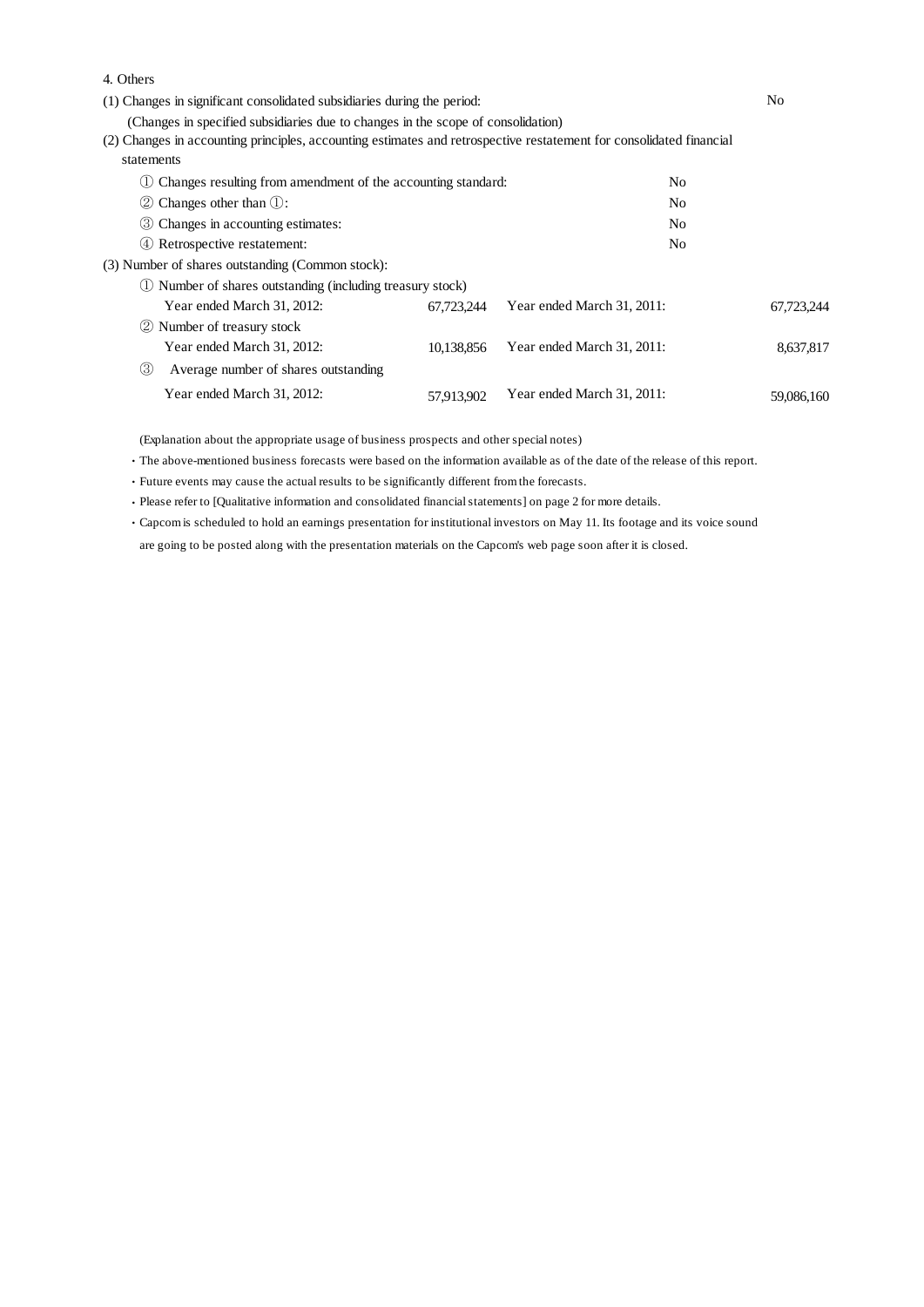4. Others

(1) Changes in significant consolidated subsidiaries during the period: No

(Changes in specified subsidiaries due to changes in the scope of consolidation)

(2) Changes in accounting principles, accounting estimates and retrospective restatement for consolidated financial statements

① Changes resulting from amendment of the accounting standard: No

② Changes other than ①: No

③ Changes in accounting estimates: No

④ Retrospective restatement: No

(3) Number of shares outstanding (Common stock):

① Number of shares outstanding (including treasury stock)

| Year ended March 31, 2012: | 67,723,244 | Year ended March 31, 2011: | 67,723,244 |
|---|---|---|---|

② Number of treasury stock

| Year ended March 31, 2012: | 10,138,856 | Year ended March 31, 2011: | 8,637,817 |
|---|---|---|---|

③ Average number of shares outstanding

| Year ended March 31, 2012: | 57,913,902 | Year ended March 31, 2011: | 59,086,160 |
|---|---|---|---|

(Explanation about the appropriate usage of business prospects and other special notes)

- The above-mentioned business forecasts were based on the information available as of the date of the release of this report.
- Future events may cause the actual results to be significantly different from the forecasts.
- Please refer to [Qualitative information and consolidated financial statements] on page 2 for more details.
- Capcom is scheduled to hold an earnings presentation for institutional investors on May 11. Its footage and its voice sound are going to be posted along with the presentation materials on the Capcom's web page soon after it is closed.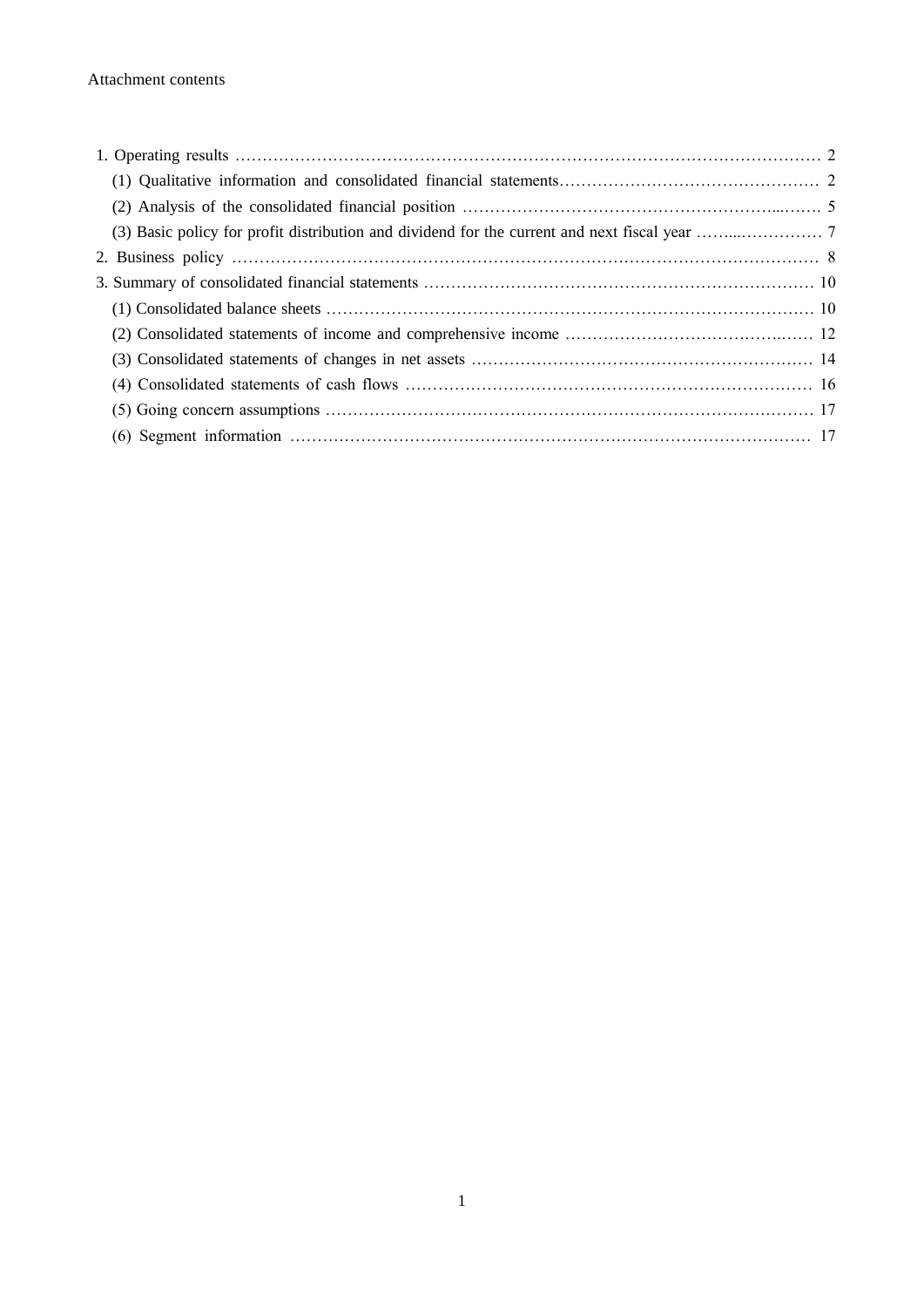Attachment contents

1. Operating results …………………………………………………………………………………………………… 2
   - (1) Qualitative information and consolidated financial statements………………………………………… 2
   - (2) Analysis of the consolidated financial position ……………………………………………………...……. 5
   - (3) Basic policy for profit distribution and dividend for the current and next fiscal year ……...…………… 7

2. Business policy ………………………………………………………………………………………………… 8

3. Summary of consolidated financial statements ……………………………………………………………… 10
   - (1) Consolidated balance sheets ………………………………………………………………………………… 10
   - (2) Consolidated statements of income and comprehensive income ……………………………………..…. 12
   - (3) Consolidated statements of changes in net assets ……………………………………………………… 14
   - (4) Consolidated statements of cash flows …………………………………………………………………… 16
   - (5) Going concern assumptions ………………………………………………………………………………… 17
   - (6) Segment information ……………………………………………………………………………………… 17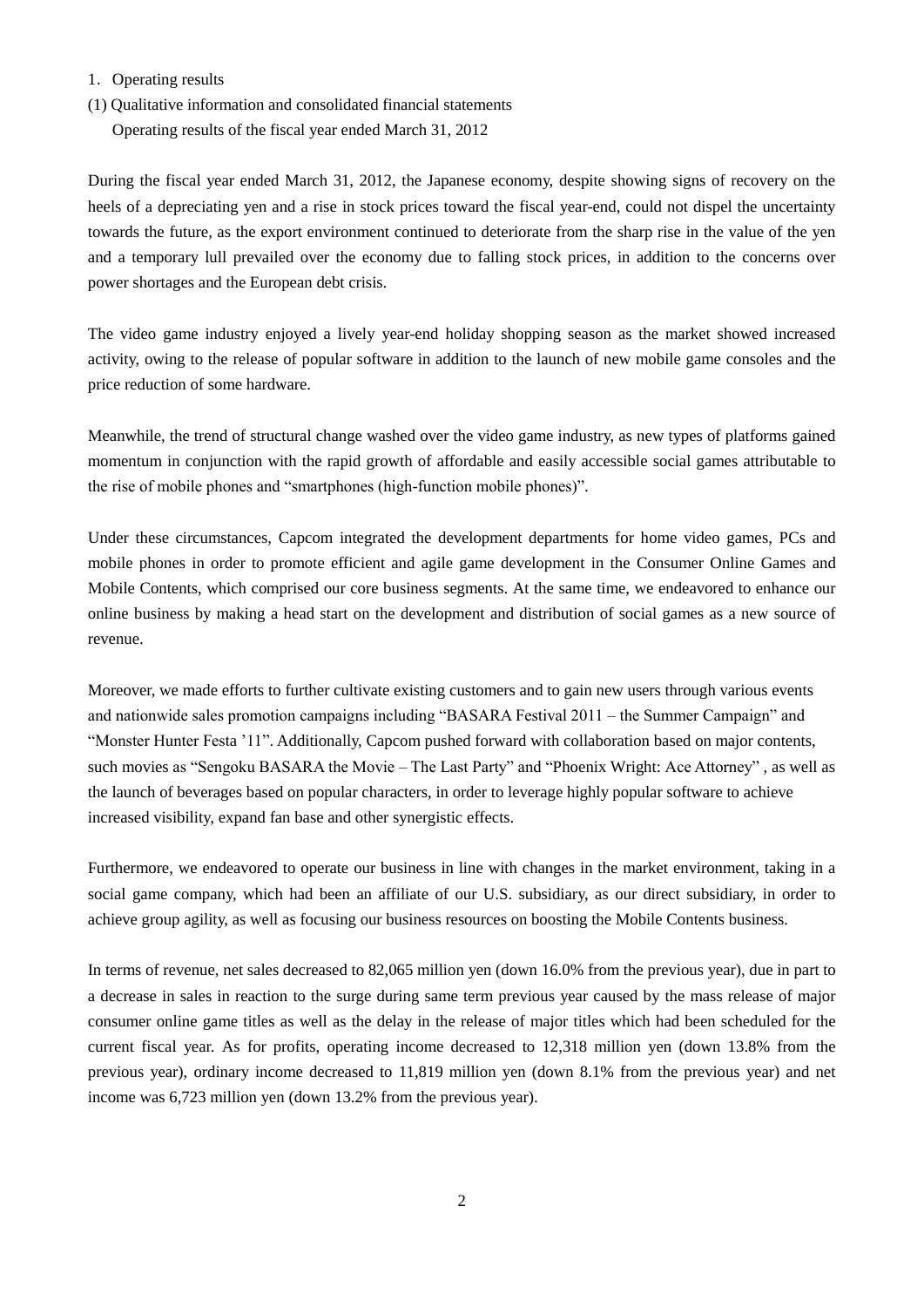1. Operating results

(1) Qualitative information and consolidated financial statements

Operating results of the fiscal year ended March 31, 2012

During the fiscal year ended March 31, 2012, the Japanese economy, despite showing signs of recovery on the heels of a depreciating yen and a rise in stock prices toward the fiscal year-end, could not dispel the uncertainty towards the future, as the export environment continued to deteriorate from the sharp rise in the value of the yen and a temporary lull prevailed over the economy due to falling stock prices, in addition to the concerns over power shortages and the European debt crisis.

The video game industry enjoyed a lively year-end holiday shopping season as the market showed increased activity, owing to the release of popular software in addition to the launch of new mobile game consoles and the price reduction of some hardware.

Meanwhile, the trend of structural change washed over the video game industry, as new types of platforms gained momentum in conjunction with the rapid growth of affordable and easily accessible social games attributable to the rise of mobile phones and "smartphones (high-function mobile phones)".

Under these circumstances, Capcom integrated the development departments for home video games, PCs and mobile phones in order to promote efficient and agile game development in the Consumer Online Games and Mobile Contents, which comprised our core business segments. At the same time, we endeavored to enhance our online business by making a head start on the development and distribution of social games as a new source of revenue.

Moreover, we made efforts to further cultivate existing customers and to gain new users through various events and nationwide sales promotion campaigns including "BASARA Festival 2011 – the Summer Campaign" and "Monster Hunter Festa '11". Additionally, Capcom pushed forward with collaboration based on major contents, such movies as "Sengoku BASARA the Movie – The Last Party" and "Phoenix Wright: Ace Attorney" , as well as the launch of beverages based on popular characters, in order to leverage highly popular software to achieve increased visibility, expand fan base and other synergistic effects.

Furthermore, we endeavored to operate our business in line with changes in the market environment, taking in a social game company, which had been an affiliate of our U.S. subsidiary, as our direct subsidiary, in order to achieve group agility, as well as focusing our business resources on boosting the Mobile Contents business.

In terms of revenue, net sales decreased to 82,065 million yen (down 16.0% from the previous year), due in part to a decrease in sales in reaction to the surge during same term previous year caused by the mass release of major consumer online game titles as well as the delay in the release of major titles which had been scheduled for the current fiscal year. As for profits, operating income decreased to 12,318 million yen (down 13.8% from the previous year), ordinary income decreased to 11,819 million yen (down 8.1% from the previous year) and net income was 6,723 million yen (down 13.2% from the previous year).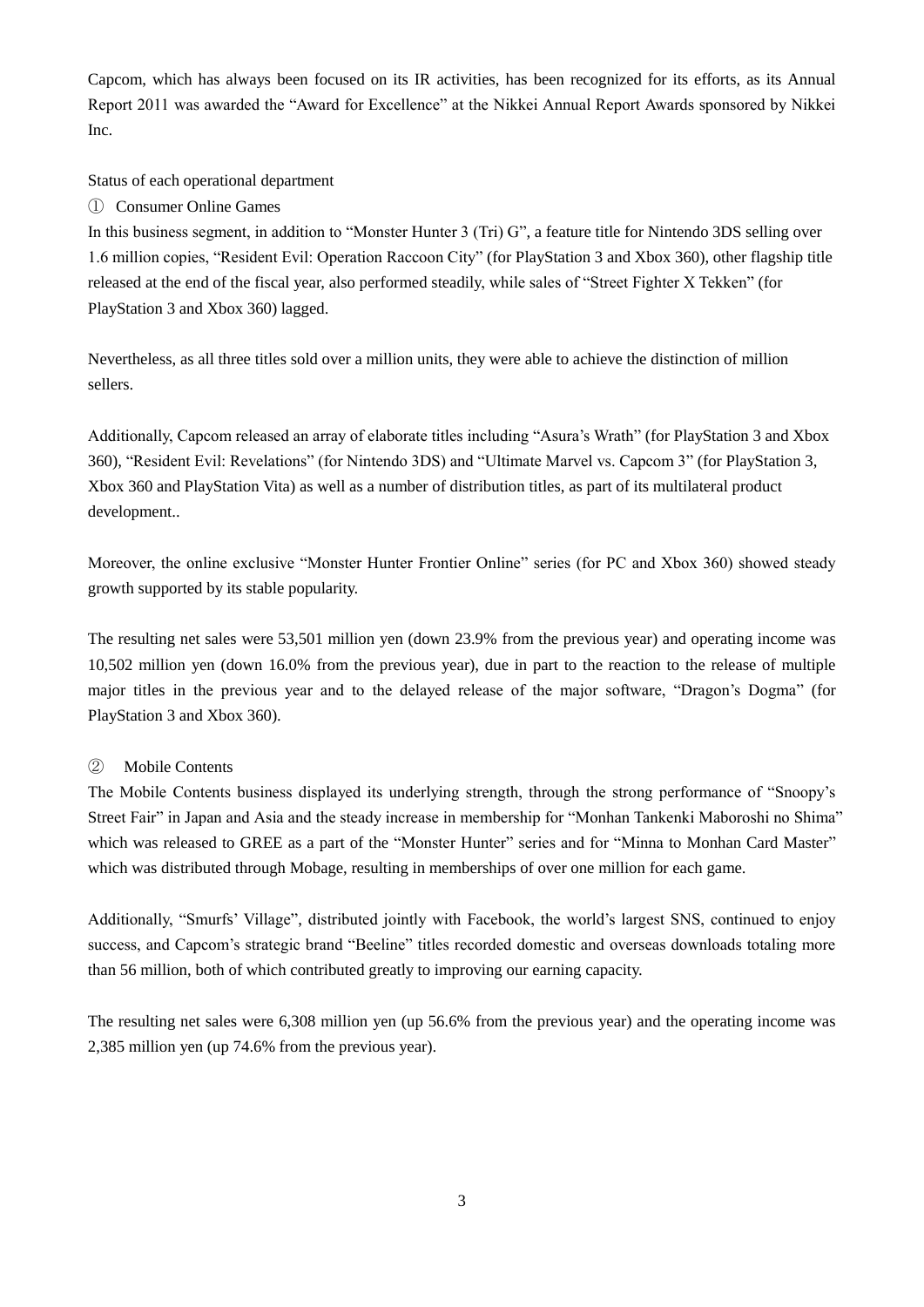Capcom, which has always been focused on its IR activities, has been recognized for its efforts, as its Annual Report 2011 was awarded the "Award for Excellence" at the Nikkei Annual Report Awards sponsored by Nikkei Inc.

Status of each operational department

① Consumer Online Games

In this business segment, in addition to "Monster Hunter 3 (Tri) G", a feature title for Nintendo 3DS selling over 1.6 million copies, "Resident Evil: Operation Raccoon City" (for PlayStation 3 and Xbox 360), other flagship title released at the end of the fiscal year, also performed steadily, while sales of "Street Fighter X Tekken" (for PlayStation 3 and Xbox 360) lagged.

Nevertheless, as all three titles sold over a million units, they were able to achieve the distinction of million sellers.

Additionally, Capcom released an array of elaborate titles including "Asura's Wrath" (for PlayStation 3 and Xbox 360), "Resident Evil: Revelations" (for Nintendo 3DS) and "Ultimate Marvel vs. Capcom 3" (for PlayStation 3, Xbox 360 and PlayStation Vita) as well as a number of distribution titles, as part of its multilateral product development..

Moreover, the online exclusive "Monster Hunter Frontier Online" series (for PC and Xbox 360) showed steady growth supported by its stable popularity.

The resulting net sales were 53,501 million yen (down 23.9% from the previous year) and operating income was 10,502 million yen (down 16.0% from the previous year), due in part to the reaction to the release of multiple major titles in the previous year and to the delayed release of the major software, "Dragon's Dogma" (for PlayStation 3 and Xbox 360).

② Mobile Contents

The Mobile Contents business displayed its underlying strength, through the strong performance of "Snoopy's Street Fair" in Japan and Asia and the steady increase in membership for "Monhan Tankenki Maboroshi no Shima" which was released to GREE as a part of the "Monster Hunter" series and for "Minna to Monhan Card Master" which was distributed through Mobage, resulting in memberships of over one million for each game.

Additionally, "Smurfs' Village", distributed jointly with Facebook, the world's largest SNS, continued to enjoy success, and Capcom's strategic brand "Beeline" titles recorded domestic and overseas downloads totaling more than 56 million, both of which contributed greatly to improving our earning capacity.

The resulting net sales were 6,308 million yen (up 56.6% from the previous year) and the operating income was 2,385 million yen (up 74.6% from the previous year).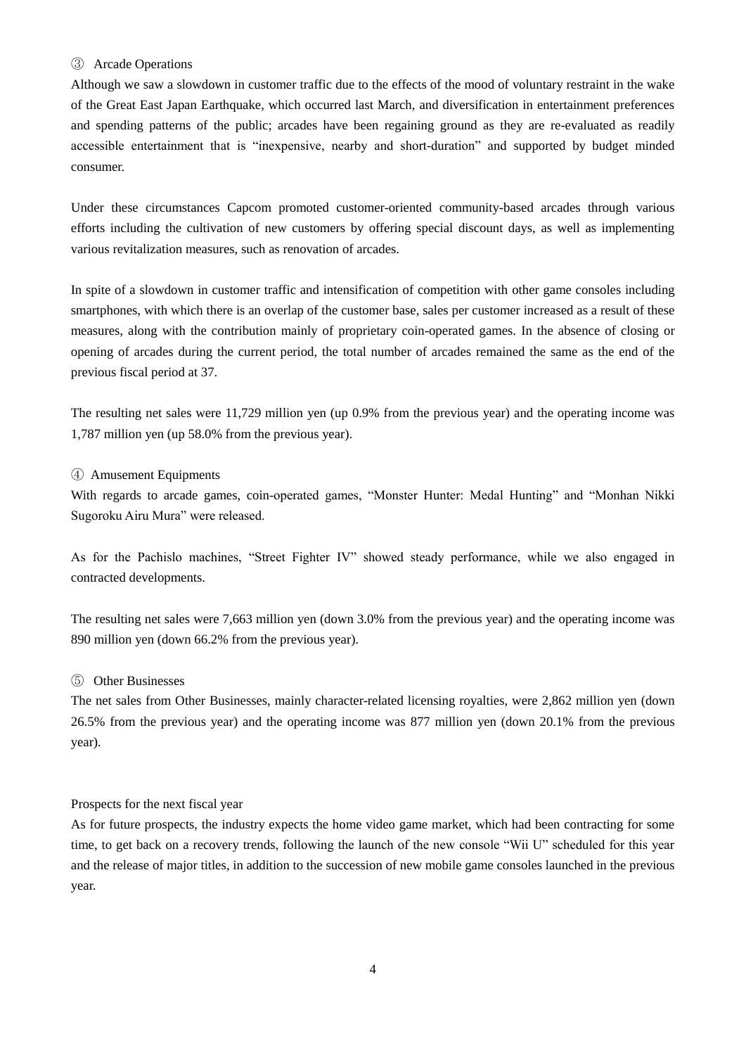### ③ Arcade Operations

Although we saw a slowdown in customer traffic due to the effects of the mood of voluntary restraint in the wake of the Great East Japan Earthquake, which occurred last March, and diversification in entertainment preferences and spending patterns of the public; arcades have been regaining ground as they are re-evaluated as readily accessible entertainment that is "inexpensive, nearby and short-duration" and supported by budget minded consumer.

Under these circumstances Capcom promoted customer-oriented community-based arcades through various efforts including the cultivation of new customers by offering special discount days, as well as implementing various revitalization measures, such as renovation of arcades.

In spite of a slowdown in customer traffic and intensification of competition with other game consoles including smartphones, with which there is an overlap of the customer base, sales per customer increased as a result of these measures, along with the contribution mainly of proprietary coin-operated games. In the absence of closing or opening of arcades during the current period, the total number of arcades remained the same as the end of the previous fiscal period at 37.

The resulting net sales were 11,729 million yen (up 0.9% from the previous year) and the operating income was 1,787 million yen (up 58.0% from the previous year).

### ④ Amusement Equipments

With regards to arcade games, coin-operated games, "Monster Hunter: Medal Hunting" and "Monhan Nikki Sugoroku Airu Mura" were released.

As for the Pachislo machines, "Street Fighter IV" showed steady performance, while we also engaged in contracted developments.

The resulting net sales were 7,663 million yen (down 3.0% from the previous year) and the operating income was 890 million yen (down 66.2% from the previous year).

### ⑤ Other Businesses

The net sales from Other Businesses, mainly character-related licensing royalties, were 2,862 million yen (down 26.5% from the previous year) and the operating income was 877 million yen (down 20.1% from the previous year).

### Prospects for the next fiscal year

As for future prospects, the industry expects the home video game market, which had been contracting for some time, to get back on a recovery trends, following the launch of the new console "Wii U" scheduled for this year and the release of major titles, in addition to the succession of new mobile game consoles launched in the previous year.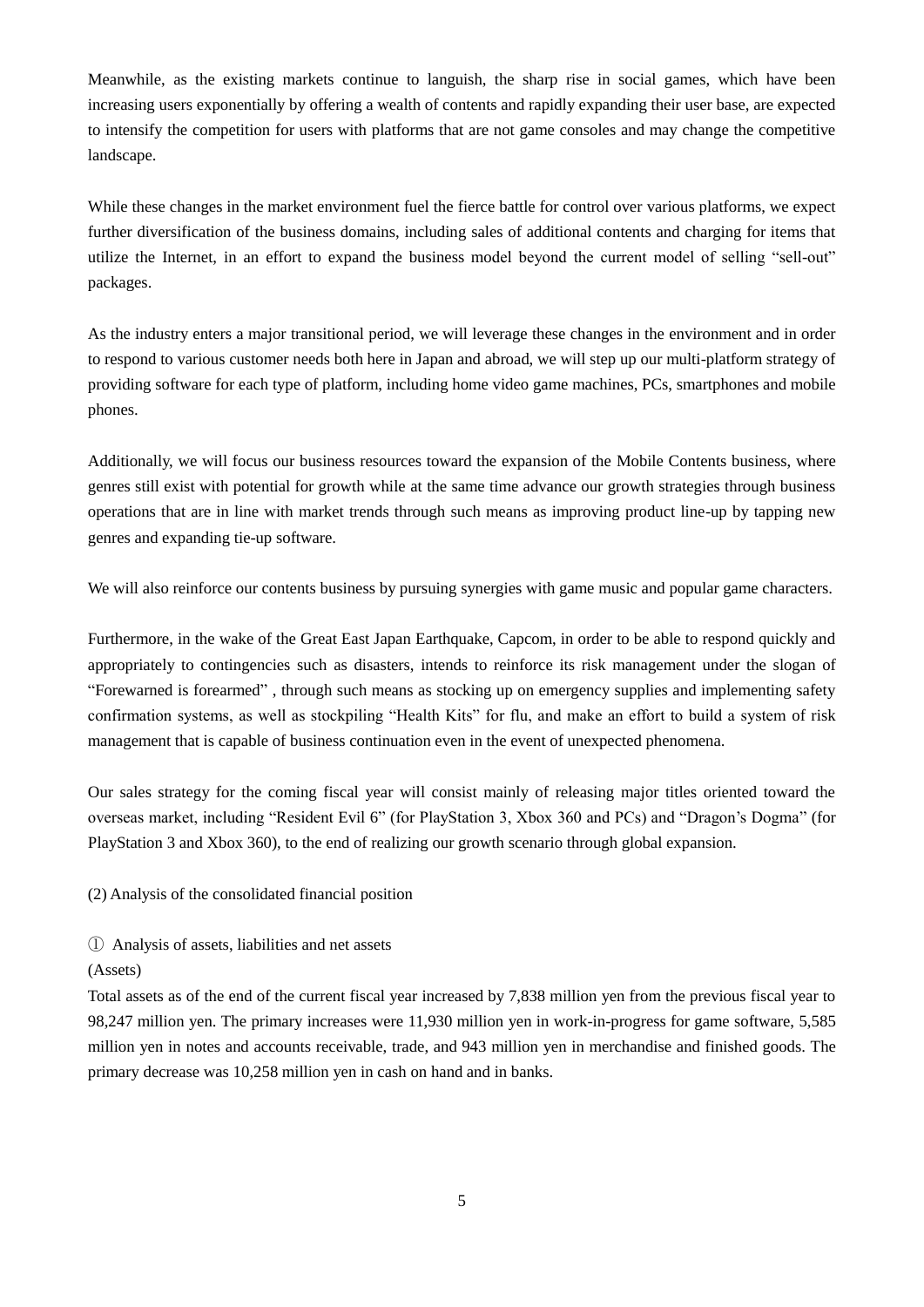Meanwhile, as the existing markets continue to languish, the sharp rise in social games, which have been increasing users exponentially by offering a wealth of contents and rapidly expanding their user base, are expected to intensify the competition for users with platforms that are not game consoles and may change the competitive landscape.

While these changes in the market environment fuel the fierce battle for control over various platforms, we expect further diversification of the business domains, including sales of additional contents and charging for items that utilize the Internet, in an effort to expand the business model beyond the current model of selling “sell-out” packages.

As the industry enters a major transitional period, we will leverage these changes in the environment and in order to respond to various customer needs both here in Japan and abroad, we will step up our multi-platform strategy of providing software for each type of platform, including home video game machines, PCs, smartphones and mobile phones.

Additionally, we will focus our business resources toward the expansion of the Mobile Contents business, where genres still exist with potential for growth while at the same time advance our growth strategies through business operations that are in line with market trends through such means as improving product line-up by tapping new genres and expanding tie-up software.

We will also reinforce our contents business by pursuing synergies with game music and popular game characters.

Furthermore, in the wake of the Great East Japan Earthquake, Capcom, in order to be able to respond quickly and appropriately to contingencies such as disasters, intends to reinforce its risk management under the slogan of “Forewarned is forearmed” , through such means as stocking up on emergency supplies and implementing safety confirmation systems, as well as stockpiling “Health Kits” for flu, and make an effort to build a system of risk management that is capable of business continuation even in the event of unexpected phenomena.

Our sales strategy for the coming fiscal year will consist mainly of releasing major titles oriented toward the overseas market, including “Resident Evil 6” (for PlayStation 3, Xbox 360 and PCs) and “Dragon’s Dogma” (for PlayStation 3 and Xbox 360), to the end of realizing our growth scenario through global expansion.

(2) Analysis of the consolidated financial position

① Analysis of assets, liabilities and net assets

(Assets)

Total assets as of the end of the current fiscal year increased by 7,838 million yen from the previous fiscal year to 98,247 million yen. The primary increases were 11,930 million yen in work-in-progress for game software, 5,585 million yen in notes and accounts receivable, trade, and 943 million yen in merchandise and finished goods. The primary decrease was 10,258 million yen in cash on hand and in banks.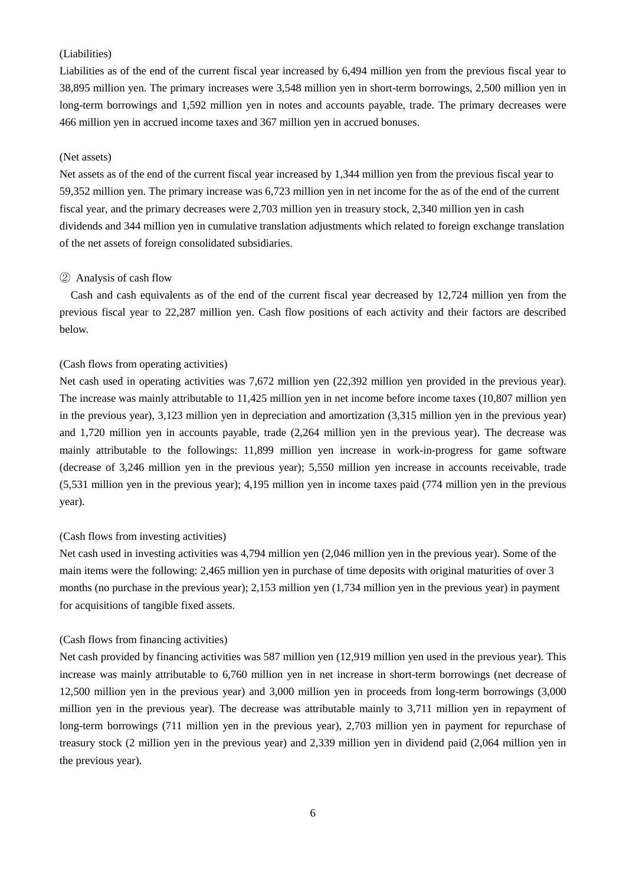(Liabilities)

Liabilities as of the end of the current fiscal year increased by 6,494 million yen from the previous fiscal year to 38,895 million yen. The primary increases were 3,548 million yen in short-term borrowings, 2,500 million yen in long-term borrowings and 1,592 million yen in notes and accounts payable, trade. The primary decreases were 466 million yen in accrued income taxes and 367 million yen in accrued bonuses.

(Net assets)

Net assets as of the end of the current fiscal year increased by 1,344 million yen from the previous fiscal year to 59,352 million yen. The primary increase was 6,723 million yen in net income for the as of the end of the current fiscal year, and the primary decreases were 2,703 million yen in treasury stock, 2,340 million yen in cash dividends and 344 million yen in cumulative translation adjustments which related to foreign exchange translation of the net assets of foreign consolidated subsidiaries.

② Analysis of cash flow

Cash and cash equivalents as of the end of the current fiscal year decreased by 12,724 million yen from the previous fiscal year to 22,287 million yen. Cash flow positions of each activity and their factors are described below.

(Cash flows from operating activities)

Net cash used in operating activities was 7,672 million yen (22,392 million yen provided in the previous year). The increase was mainly attributable to 11,425 million yen in net income before income taxes (10,807 million yen in the previous year), 3,123 million yen in depreciation and amortization (3,315 million yen in the previous year) and 1,720 million yen in accounts payable, trade (2,264 million yen in the previous year). The decrease was mainly attributable to the followings: 11,899 million yen increase in work-in-progress for game software (decrease of 3,246 million yen in the previous year); 5,550 million yen increase in accounts receivable, trade (5,531 million yen in the previous year); 4,195 million yen in income taxes paid (774 million yen in the previous year).

(Cash flows from investing activities)

Net cash used in investing activities was 4,794 million yen (2,046 million yen in the previous year). Some of the main items were the following: 2,465 million yen in purchase of time deposits with original maturities of over 3 months (no purchase in the previous year); 2,153 million yen (1,734 million yen in the previous year) in payment for acquisitions of tangible fixed assets.

(Cash flows from financing activities)

Net cash provided by financing activities was 587 million yen (12,919 million yen used in the previous year). This increase was mainly attributable to 6,760 million yen in net increase in short-term borrowings (net decrease of 12,500 million yen in the previous year) and 3,000 million yen in proceeds from long-term borrowings (3,000 million yen in the previous year). The decrease was attributable mainly to 3,711 million yen in repayment of long-term borrowings (711 million yen in the previous year), 2,703 million yen in payment for repurchase of treasury stock (2 million yen in the previous year) and 2,339 million yen in dividend paid (2,064 million yen in the previous year).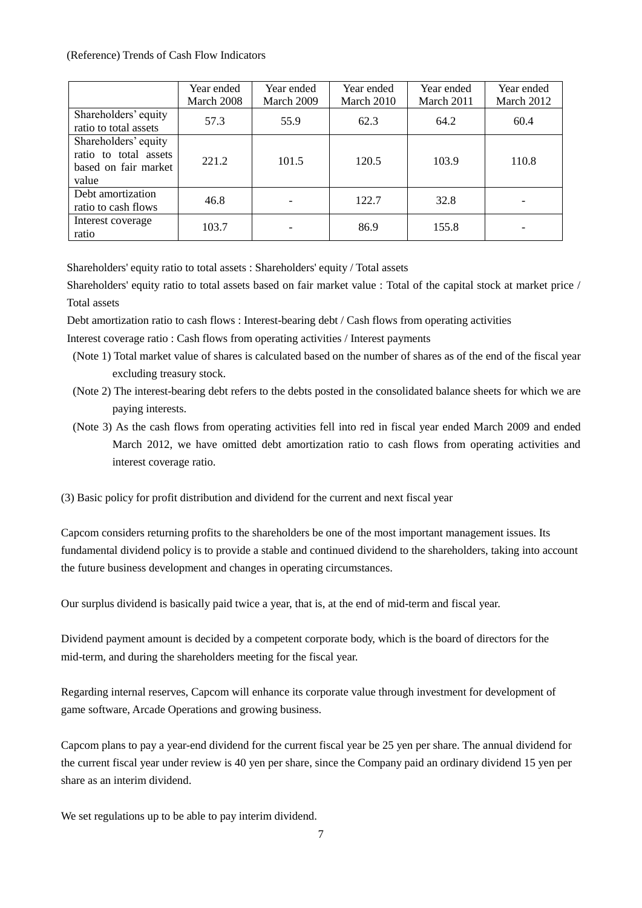(Reference) Trends of Cash Flow Indicators

| | Year ended March 2008 | Year ended March 2009 | Year ended March 2010 | Year ended March 2011 | Year ended March 2012 |
|---|---|---|---|---|---|
| Shareholders' equity ratio to total assets | 57.3 | 55.9 | 62.3 | 64.2 | 60.4 |
| Shareholders' equity ratio to total assets based on fair market value | 221.2 | 101.5 | 120.5 | 103.9 | 110.8 |
| Debt amortization ratio to cash flows | 46.8 | - | 122.7 | 32.8 | - |
| Interest coverage ratio | 103.7 | - | 86.9 | 155.8 | - |

Shareholders' equity ratio to total assets : Shareholders' equity / Total assets

Shareholders' equity ratio to total assets based on fair market value : Total of the capital stock at market price / Total assets

Debt amortization ratio to cash flows : Interest-bearing debt / Cash flows from operating activities

Interest coverage ratio : Cash flows from operating activities / Interest payments

(Note 1) Total market value of shares is calculated based on the number of shares as of the end of the fiscal year excluding treasury stock.

(Note 2) The interest-bearing debt refers to the debts posted in the consolidated balance sheets for which we are paying interests.

(Note 3) As the cash flows from operating activities fell into red in fiscal year ended March 2009 and ended March 2012, we have omitted debt amortization ratio to cash flows from operating activities and interest coverage ratio.

(3) Basic policy for profit distribution and dividend for the current and next fiscal year

Capcom considers returning profits to the shareholders be one of the most important management issues. Its fundamental dividend policy is to provide a stable and continued dividend to the shareholders, taking into account the future business development and changes in operating circumstances.

Our surplus dividend is basically paid twice a year, that is, at the end of mid-term and fiscal year.

Dividend payment amount is decided by a competent corporate body, which is the board of directors for the mid-term, and during the shareholders meeting for the fiscal year.

Regarding internal reserves, Capcom will enhance its corporate value through investment for development of game software, Arcade Operations and growing business.

Capcom plans to pay a year-end dividend for the current fiscal year be 25 yen per share. The annual dividend for the current fiscal year under review is 40 yen per share, since the Company paid an ordinary dividend 15 yen per share as an interim dividend.

We set regulations up to be able to pay interim dividend.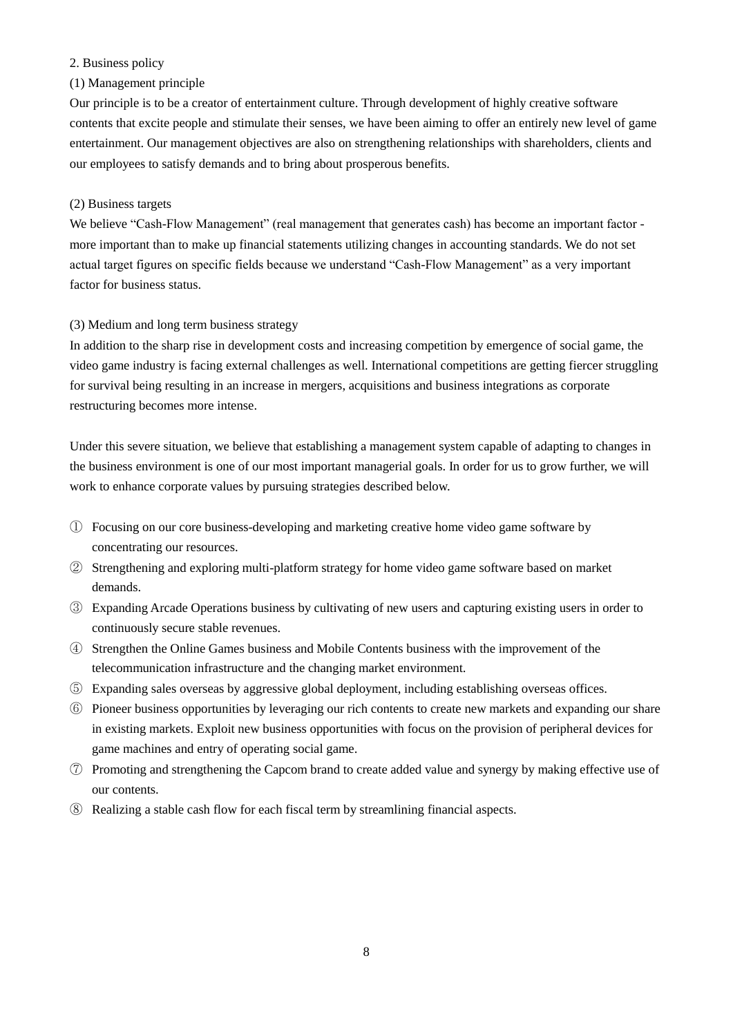## 2. Business policy

### (1) Management principle

Our principle is to be a creator of entertainment culture. Through development of highly creative software contents that excite people and stimulate their senses, we have been aiming to offer an entirely new level of game entertainment. Our management objectives are also on strengthening relationships with shareholders, clients and our employees to satisfy demands and to bring about prosperous benefits.

### (2) Business targets

We believe "Cash-Flow Management" (real management that generates cash) has become an important factor - more important than to make up financial statements utilizing changes in accounting standards. We do not set actual target figures on specific fields because we understand "Cash-Flow Management" as a very important factor for business status.

### (3) Medium and long term business strategy

In addition to the sharp rise in development costs and increasing competition by emergence of social game, the video game industry is facing external challenges as well. International competitions are getting fiercer struggling for survival being resulting in an increase in mergers, acquisitions and business integrations as corporate restructuring becomes more intense.

Under this severe situation, we believe that establishing a management system capable of adapting to changes in the business environment is one of our most important managerial goals. In order for us to grow further, we will work to enhance corporate values by pursuing strategies described below.

① Focusing on our core business-developing and marketing creative home video game software by concentrating our resources.

② Strengthening and exploring multi-platform strategy for home video game software based on market demands.

③ Expanding Arcade Operations business by cultivating of new users and capturing existing users in order to continuously secure stable revenues.

④ Strengthen the Online Games business and Mobile Contents business with the improvement of the telecommunication infrastructure and the changing market environment.

⑤ Expanding sales overseas by aggressive global deployment, including establishing overseas offices.

⑥ Pioneer business opportunities by leveraging our rich contents to create new markets and expanding our share in existing markets. Exploit new business opportunities with focus on the provision of peripheral devices for game machines and entry of operating social game.

⑦ Promoting and strengthening the Capcom brand to create added value and synergy by making effective use of our contents.

⑧ Realizing a stable cash flow for each fiscal term by streamlining financial aspects.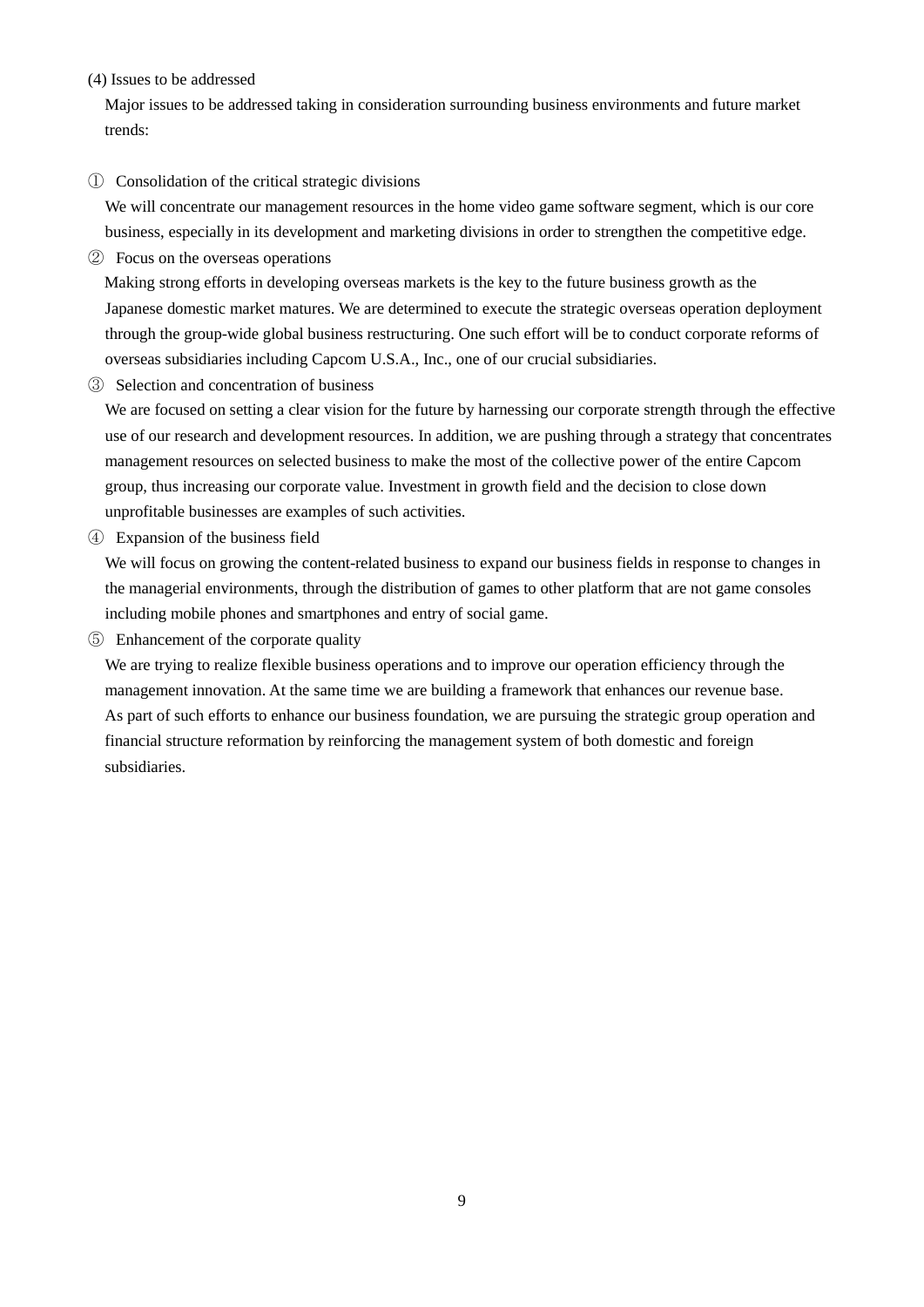### (4) Issues to be addressed

Major issues to be addressed taking in consideration surrounding business environments and future market trends:

① Consolidation of the critical strategic divisions

We will concentrate our management resources in the home video game software segment, which is our core business, especially in its development and marketing divisions in order to strengthen the competitive edge.

② Focus on the overseas operations

Making strong efforts in developing overseas markets is the key to the future business growth as the Japanese domestic market matures. We are determined to execute the strategic overseas operation deployment through the group-wide global business restructuring. One such effort will be to conduct corporate reforms of overseas subsidiaries including Capcom U.S.A., Inc., one of our crucial subsidiaries.

③ Selection and concentration of business

We are focused on setting a clear vision for the future by harnessing our corporate strength through the effective use of our research and development resources. In addition, we are pushing through a strategy that concentrates management resources on selected business to make the most of the collective power of the entire Capcom group, thus increasing our corporate value. Investment in growth field and the decision to close down unprofitable businesses are examples of such activities.

④ Expansion of the business field

We will focus on growing the content-related business to expand our business fields in response to changes in the managerial environments, through the distribution of games to other platform that are not game consoles including mobile phones and smartphones and entry of social game.

⑤ Enhancement of the corporate quality

We are trying to realize flexible business operations and to improve our operation efficiency through the management innovation. At the same time we are building a framework that enhances our revenue base. As part of such efforts to enhance our business foundation, we are pursuing the strategic group operation and financial structure reformation by reinforcing the management system of both domestic and foreign subsidiaries.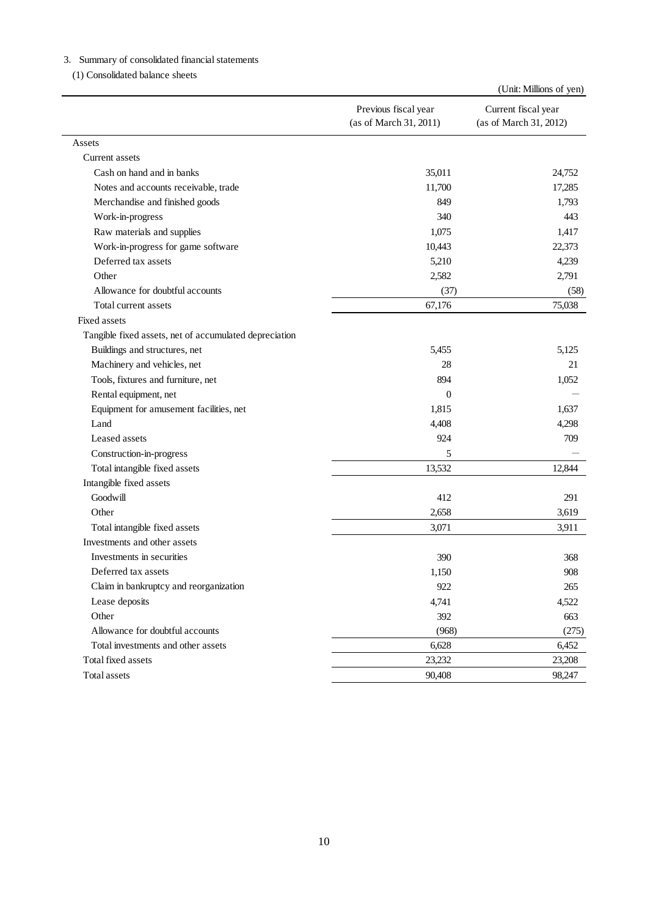3. Summary of consolidated financial statements

(1) Consolidated balance sheets

(Unit: Millions of yen)

| | Previous fiscal year (as of March 31, 2011) | Current fiscal year (as of March 31, 2012) |
|---|---|---|
| Assets | | |
| Current assets | | |
| Cash on hand and in banks | 35,011 | 24,752 |
| Notes and accounts receivable, trade | 11,700 | 17,285 |
| Merchandise and finished goods | 849 | 1,793 |
| Work-in-progress | 340 | 443 |
| Raw materials and supplies | 1,075 | 1,417 |
| Work-in-progress for game software | 10,443 | 22,373 |
| Deferred tax assets | 5,210 | 4,239 |
| Other | 2,582 | 2,791 |
| Allowance for doubtful accounts | (37) | (58) |
| Total current assets | 67,176 | 75,038 |
| Fixed assets | | |
| Tangible fixed assets, net of accumulated depreciation | | |
| Buildings and structures, net | 5,455 | 5,125 |
| Machinery and vehicles, net | 28 | 21 |
| Tools, fixtures and furniture, net | 894 | 1,052 |
| Rental equipment, net | 0 | — |
| Equipment for amusement facilities, net | 1,815 | 1,637 |
| Land | 4,408 | 4,298 |
| Leased assets | 924 | 709 |
| Construction-in-progress | 5 | — |
| Total intangible fixed assets | 13,532 | 12,844 |
| Intangible fixed assets | | |
| Goodwill | 412 | 291 |
| Other | 2,658 | 3,619 |
| Total intangible fixed assets | 3,071 | 3,911 |
| Investments and other assets | | |
| Investments in securities | 390 | 368 |
| Deferred tax assets | 1,150 | 908 |
| Claim in bankruptcy and reorganization | 922 | 265 |
| Lease deposits | 4,741 | 4,522 |
| Other | 392 | 663 |
| Allowance for doubtful accounts | (968) | (275) |
| Total investments and other assets | 6,628 | 6,452 |
| Total fixed assets | 23,232 | 23,208 |
| Total assets | 90,408 | 98,247 |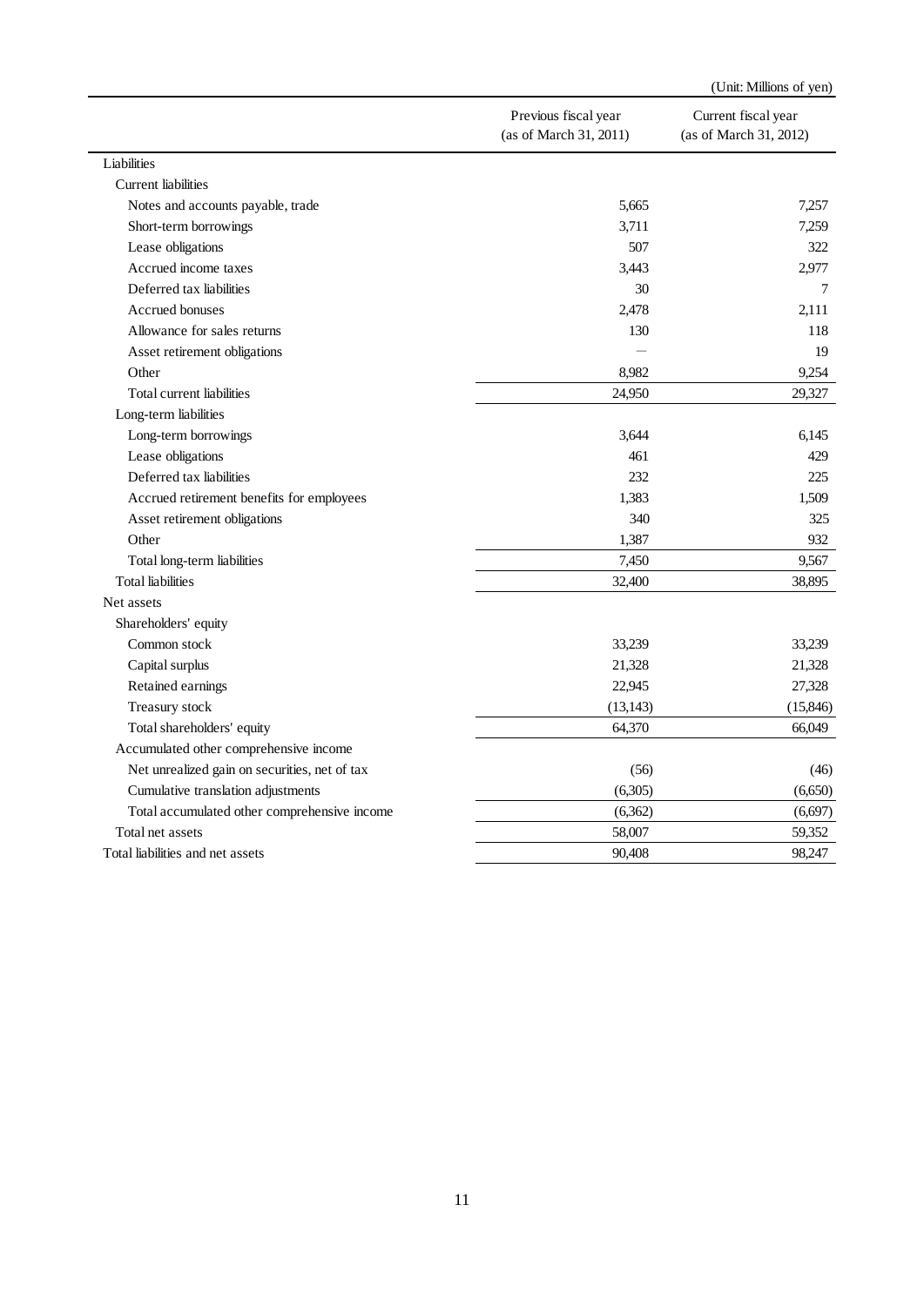(Unit: Millions of yen)

| | Previous fiscal year (as of March 31, 2011) | Current fiscal year (as of March 31, 2012) |
|---|---|---|
| Liabilities | | |
| Current liabilities | | |
| Notes and accounts payable, trade | 5,665 | 7,257 |
| Short-term borrowings | 3,711 | 7,259 |
| Lease obligations | 507 | 322 |
| Accrued income taxes | 3,443 | 2,977 |
| Deferred tax liabilities | 30 | 7 |
| Accrued bonuses | 2,478 | 2,111 |
| Allowance for sales returns | 130 | 118 |
| Asset retirement obligations | — | 19 |
| Other | 8,982 | 9,254 |
| Total current liabilities | 24,950 | 29,327 |
| Long-term liabilities | | |
| Long-term borrowings | 3,644 | 6,145 |
| Lease obligations | 461 | 429 |
| Deferred tax liabilities | 232 | 225 |
| Accrued retirement benefits for employees | 1,383 | 1,509 |
| Asset retirement obligations | 340 | 325 |
| Other | 1,387 | 932 |
| Total long-term liabilities | 7,450 | 9,567 |
| Total liabilities | 32,400 | 38,895 |
| Net assets | | |
| Shareholders' equity | | |
| Common stock | 33,239 | 33,239 |
| Capital surplus | 21,328 | 21,328 |
| Retained earnings | 22,945 | 27,328 |
| Treasury stock | (13,143) | (15,846) |
| Total shareholders' equity | 64,370 | 66,049 |
| Accumulated other comprehensive income | | |
| Net unrealized gain on securities, net of tax | (56) | (46) |
| Cumulative translation adjustments | (6,305) | (6,650) |
| Total accumulated other comprehensive income | (6,362) | (6,697) |
| Total net assets | 58,007 | 59,352 |
| Total liabilities and net assets | 90,408 | 98,247 |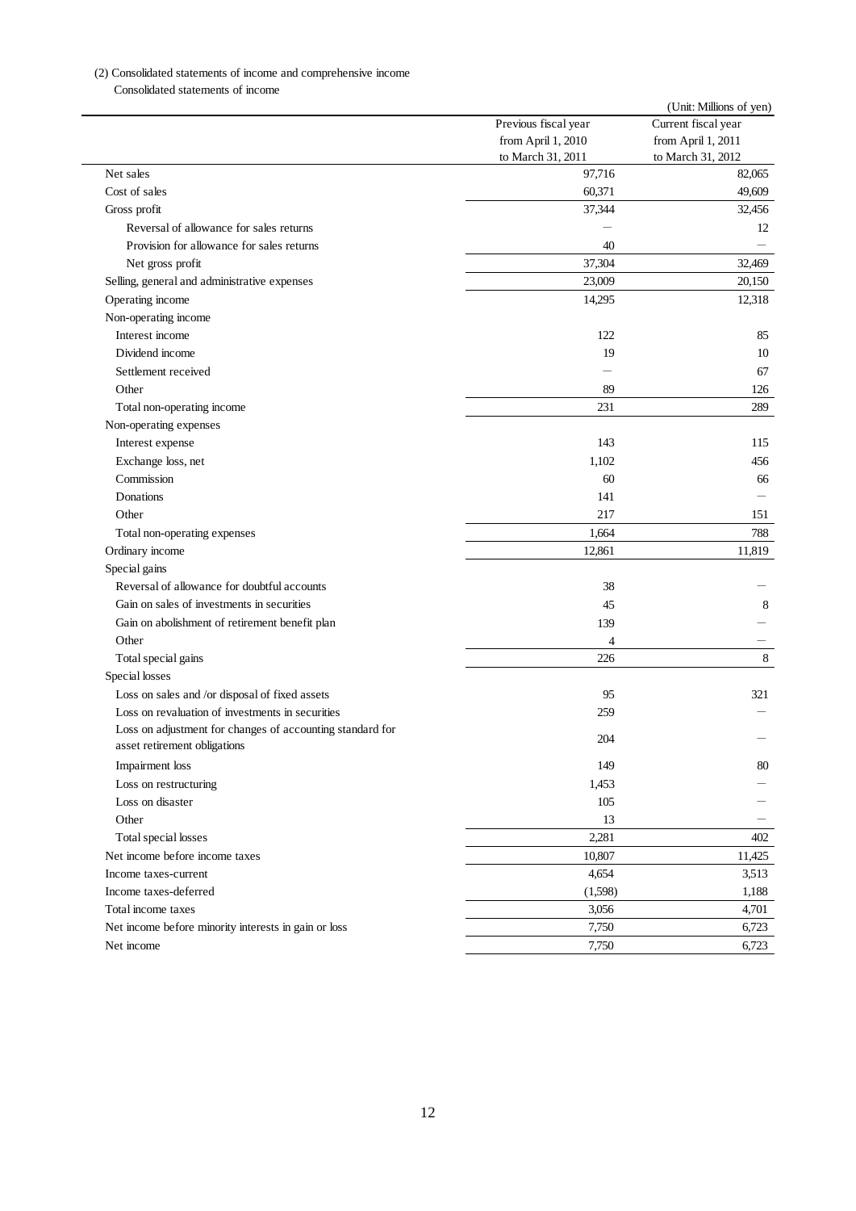(2) Consolidated statements of income and comprehensive income

Consolidated statements of income

(Unit: Millions of yen)

| | Previous fiscal year from April 1, 2010 to March 31, 2011 | Current fiscal year from April 1, 2011 to March 31, 2012 |
|---|---|---|
| Net sales | 97,716 | 82,065 |
| Cost of sales | 60,371 | 49,609 |
| Gross profit | 37,344 | 32,456 |
| Reversal of allowance for sales returns | ― | 12 |
| Provision for allowance for sales returns | 40 | ― |
| Net gross profit | 37,304 | 32,469 |
| Selling, general and administrative expenses | 23,009 | 20,150 |
| Operating income | 14,295 | 12,318 |
| Non-operating income | | |
| Interest income | 122 | 85 |
| Dividend income | 19 | 10 |
| Settlement received | ― | 67 |
| Other | 89 | 126 |
| Total non-operating income | 231 | 289 |
| Non-operating expenses | | |
| Interest expense | 143 | 115 |
| Exchange loss, net | 1,102 | 456 |
| Commission | 60 | 66 |
| Donations | 141 | ― |
| Other | 217 | 151 |
| Total non-operating expenses | 1,664 | 788 |
| Ordinary income | 12,861 | 11,819 |
| Special gains | | |
| Reversal of allowance for doubtful accounts | 38 | ― |
| Gain on sales of investments in securities | 45 | 8 |
| Gain on abolishment of retirement benefit plan | 139 | ― |
| Other | 4 | ― |
| Total special gains | 226 | 8 |
| Special losses | | |
| Loss on sales and /or disposal of fixed assets | 95 | 321 |
| Loss on revaluation of investments in securities | 259 | ― |
| Loss on adjustment for changes of accounting standard for asset retirement obligations | 204 | ― |
| Impairment loss | 149 | 80 |
| Loss on restructuring | 1,453 | ― |
| Loss on disaster | 105 | ― |
| Other | 13 | ― |
| Total special losses | 2,281 | 402 |
| Net income before income taxes | 10,807 | 11,425 |
| Income taxes-current | 4,654 | 3,513 |
| Income taxes-deferred | (1,598) | 1,188 |
| Total income taxes | 3,056 | 4,701 |
| Net income before minority interests in gain or loss | 7,750 | 6,723 |
| Net income | 7,750 | 6,723 |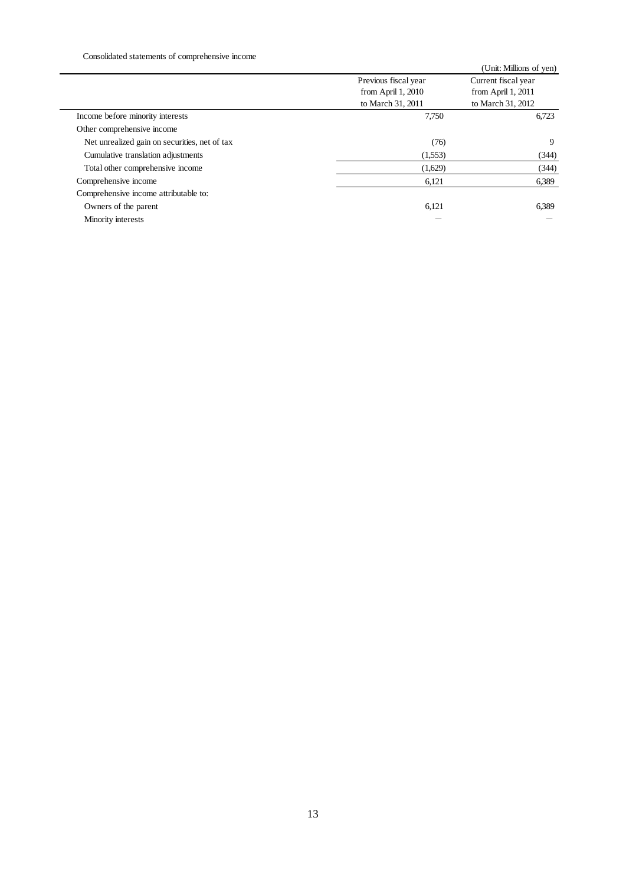Consolidated statements of comprehensive income

(Unit: Millions of yen)

| | Previous fiscal year from April 1, 2010 to March 31, 2011 | Current fiscal year from April 1, 2011 to March 31, 2012 |
|---|---|---|
| Income before minority interests | 7,750 | 6,723 |
| Other comprehensive income | | |
| Net unrealized gain on securities, net of tax | (76) | 9 |
| Cumulative translation adjustments | (1,553) | (344) |
| Total other comprehensive income | (1,629) | (344) |
| Comprehensive income | 6,121 | 6,389 |
| Comprehensive income attributable to: | | |
| Owners of the parent | 6,121 | 6,389 |
| Minority interests | — | — |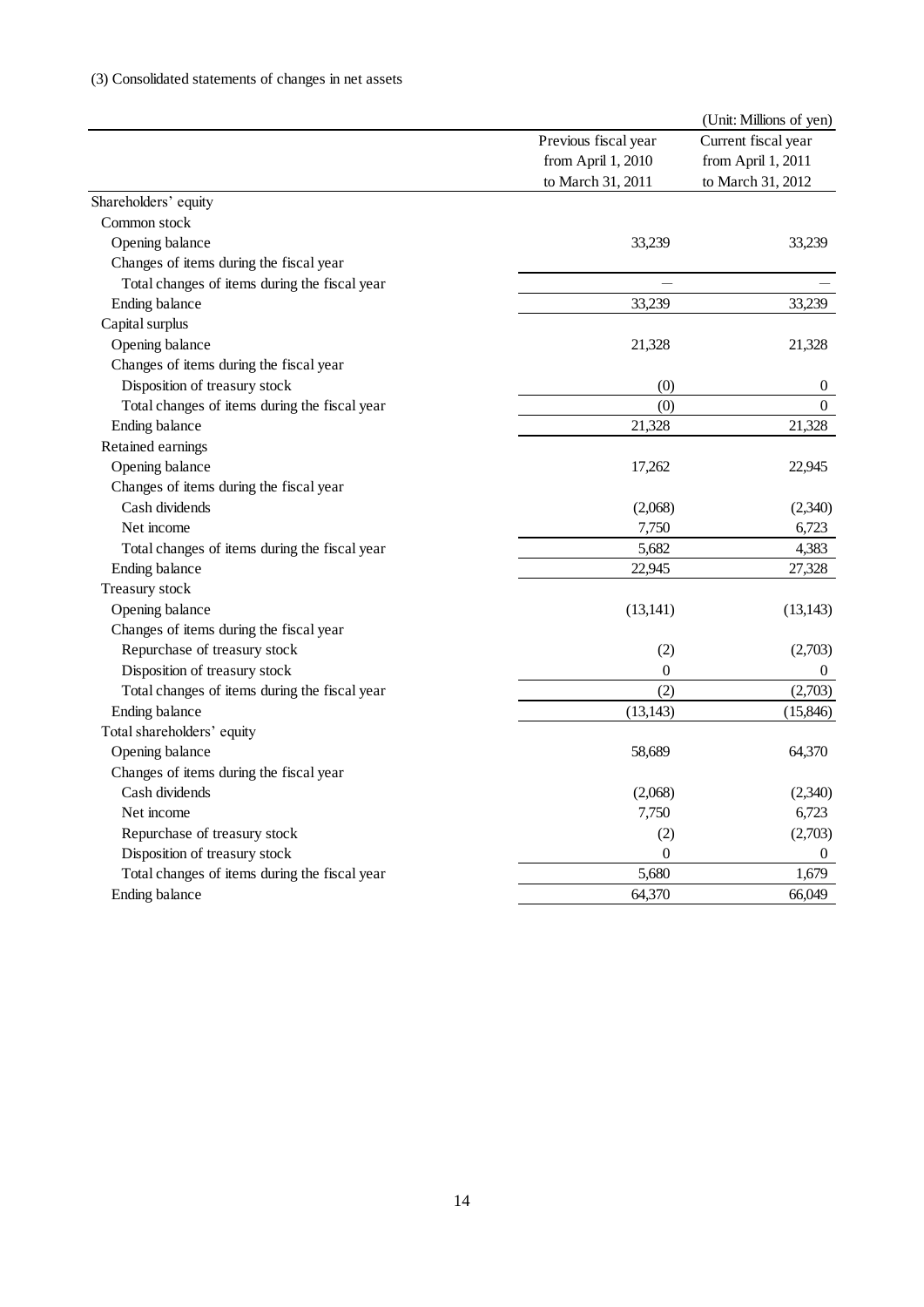(3) Consolidated statements of changes in net assets

(Unit: Millions of yen)

| | Previous fiscal year from April 1, 2010 to March 31, 2011 | Current fiscal year from April 1, 2011 to March 31, 2012 |
|---|---|---|
| Shareholders' equity | | |
| Common stock | | |
| Opening balance | 33,239 | 33,239 |
| Changes of items during the fiscal year | | |
| Total changes of items during the fiscal year | — | — |
| Ending balance | 33,239 | 33,239 |
| Capital surplus | | |
| Opening balance | 21,328 | 21,328 |
| Changes of items during the fiscal year | | |
| Disposition of treasury stock | (0) | 0 |
| Total changes of items during the fiscal year | (0) | 0 |
| Ending balance | 21,328 | 21,328 |
| Retained earnings | | |
| Opening balance | 17,262 | 22,945 |
| Changes of items during the fiscal year | | |
| Cash dividends | (2,068) | (2,340) |
| Net income | 7,750 | 6,723 |
| Total changes of items during the fiscal year | 5,682 | 4,383 |
| Ending balance | 22,945 | 27,328 |
| Treasury stock | | |
| Opening balance | (13,141) | (13,143) |
| Changes of items during the fiscal year | | |
| Repurchase of treasury stock | (2) | (2,703) |
| Disposition of treasury stock | 0 | 0 |
| Total changes of items during the fiscal year | (2) | (2,703) |
| Ending balance | (13,143) | (15,846) |
| Total shareholders' equity | | |
| Opening balance | 58,689 | 64,370 |
| Changes of items during the fiscal year | | |
| Cash dividends | (2,068) | (2,340) |
| Net income | 7,750 | 6,723 |
| Repurchase of treasury stock | (2) | (2,703) |
| Disposition of treasury stock | 0 | 0 |
| Total changes of items during the fiscal year | 5,680 | 1,679 |
| Ending balance | 64,370 | 66,049 |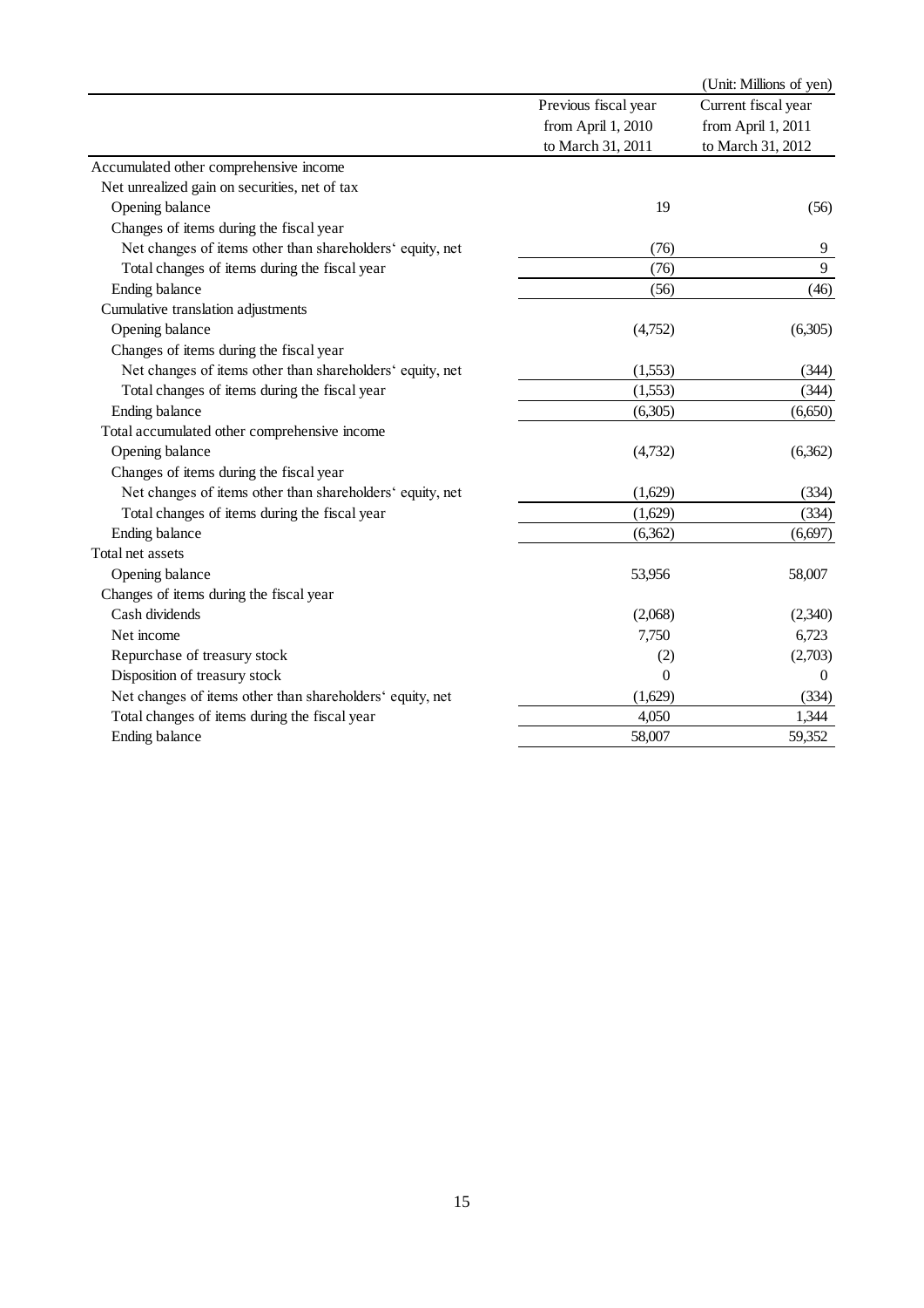(Unit: Millions of yen)

| | Previous fiscal year from April 1, 2010 to March 31, 2011 | Current fiscal year from April 1, 2011 to March 31, 2012 |
|---|---|---|
| Accumulated other comprehensive income | | |
| Net unrealized gain on securities, net of tax | | |
| Opening balance | 19 | (56) |
| Changes of items during the fiscal year | | |
| Net changes of items other than shareholders' equity, net | (76) | 9 |
| Total changes of items during the fiscal year | (76) | 9 |
| Ending balance | (56) | (46) |
| Cumulative translation adjustments | | |
| Opening balance | (4,752) | (6,305) |
| Changes of items during the fiscal year | | |
| Net changes of items other than shareholders' equity, net | (1,553) | (344) |
| Total changes of items during the fiscal year | (1,553) | (344) |
| Ending balance | (6,305) | (6,650) |
| Total accumulated other comprehensive income | | |
| Opening balance | (4,732) | (6,362) |
| Changes of items during the fiscal year | | |
| Net changes of items other than shareholders' equity, net | (1,629) | (334) |
| Total changes of items during the fiscal year | (1,629) | (334) |
| Ending balance | (6,362) | (6,697) |
| Total net assets | | |
| Opening balance | 53,956 | 58,007 |
| Changes of items during the fiscal year | | |
| Cash dividends | (2,068) | (2,340) |
| Net income | 7,750 | 6,723 |
| Repurchase of treasury stock | (2) | (2,703) |
| Disposition of treasury stock | 0 | 0 |
| Net changes of items other than shareholders' equity, net | (1,629) | (334) |
| Total changes of items during the fiscal year | 4,050 | 1,344 |
| Ending balance | 58,007 | 59,352 |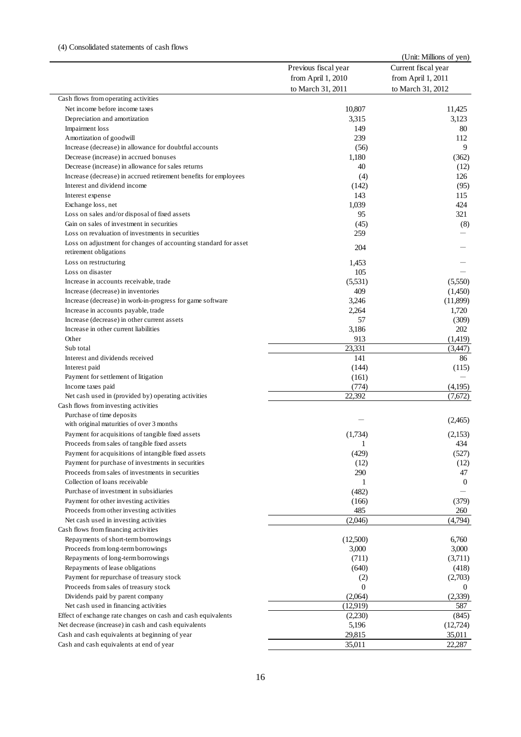(4) Consolidated statements of cash flows

(Unit: Millions of yen)

| | Previous fiscal year from April 1, 2010 to March 31, 2011 | Current fiscal year from April 1, 2011 to March 31, 2012 |
|---|---|---|
| Cash flows from operating activities | | |
| Net income before income taxes | 10,807 | 11,425 |
| Depreciation and amortization | 3,315 | 3,123 |
| Impairment loss | 149 | 80 |
| Amortization of goodwill | 239 | 112 |
| Increase (decrease) in allowance for doubtful accounts | (56) | 9 |
| Decrease (increase) in accrued bonuses | 1,180 | (362) |
| Decrease (increase) in allowance for sales returns | 40 | (12) |
| Increase (decrease) in accrued retirement benefits for employees | (4) | 126 |
| Interest and dividend income | (142) | (95) |
| Interest expense | 143 | 115 |
| Exchange loss, net | 1,039 | 424 |
| Loss on sales and/or disposal of fixed assets | 95 | 321 |
| Gain on sales of investment in securities | (45) | (8) |
| Loss on revaluation of investments in securities | 259 | — |
| Loss on adjustment for changes of accounting standard for asset retirement obligations | 204 | — |
| Loss on restructuring | 1,453 | — |
| Loss on disaster | 105 | — |
| Increase in accounts receivable, trade | (5,531) | (5,550) |
| Increase (decrease) in inventories | 409 | (1,450) |
| Increase (decrease) in work-in-progress for game software | 3,246 | (11,899) |
| Increase in accounts payable, trade | 2,264 | 1,720 |
| Increase (decrease) in other current assets | 57 | (309) |
| Increase in other current liabilities | 3,186 | 202 |
| Other | 913 | (1,419) |
| Sub total | 23,331 | (3,447) |
| Interest and dividends received | 141 | 86 |
| Interest paid | (144) | (115) |
| Payment for settlement of litigation | (161) | — |
| Income taxes paid | (774) | (4,195) |
| Net cash used in (provided by) operating activities | 22,392 | (7,672) |
| Cash flows from investing activities | | |
| Purchase of time deposits with original maturities of over 3 months | — | (2,465) |
| Payment for acquisitions of tangible fixed assets | (1,734) | (2,153) |
| Proceeds from sales of tangible fixed assets | 1 | 434 |
| Payment for acquisitions of intangible fixed assets | (429) | (527) |
| Payment for purchase of investments in securities | (12) | (12) |
| Proceeds from sales of investments in securities | 290 | 47 |
| Collection of loans receivable | 1 | 0 |
| Purchase of investment in subsidiaries | (482) | — |
| Payment for other investing activities | (166) | (379) |
| Proceeds from other investing activities | 485 | 260 |
| Net cash used in investing activities | (2,046) | (4,794) |
| Cash flows from financing activities | | |
| Repayments of short-term borrowings | (12,500) | 6,760 |
| Proceeds from long-term borrowings | 3,000 | 3,000 |
| Repayments of long-term borrowings | (711) | (3,711) |
| Repayments of lease obligations | (640) | (418) |
| Payment for repurchase of treasury stock | (2) | (2,703) |
| Proceeds from sales of treasury stock | 0 | 0 |
| Dividends paid by parent company | (2,064) | (2,339) |
| Net cash used in financing activities | (12,919) | 587 |
| Effect of exchange rate changes on cash and cash equivalents | (2,230) | (845) |
| Net decrease (increase) in cash and cash equivalents | 5,196 | (12,724) |
| Cash and cash equivalents at beginning of year | 29,815 | 35,011 |
| Cash and cash equivalents at end of year | 35,011 | 22,287 |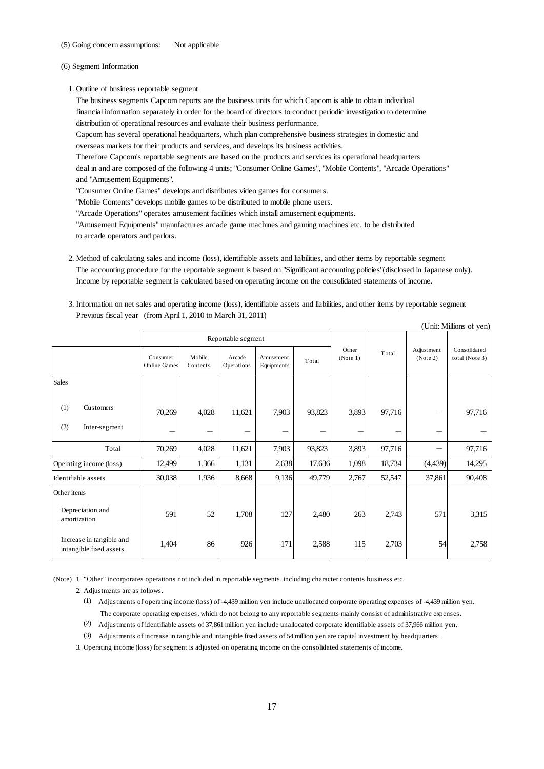(5) Going concern assumptions: Not applicable

(6) Segment Information

1. Outline of business reportable segment

The business segments Capcom reports are the business units for which Capcom is able to obtain individual financial information separately in order for the board of directors to conduct periodic investigation to determine distribution of operational resources and evaluate their business performance.

Capcom has several operational headquarters, which plan comprehensive business strategies in domestic and overseas markets for their products and services, and develops its business activities.

Therefore Capcom's reportable segments are based on the products and services its operational headquarters deal in and are composed of the following 4 units; "Consumer Online Games", "Mobile Contents", "Arcade Operations" and "Amusement Equipments".

"Consumer Online Games" develops and distributes video games for consumers.

"Mobile Contents" develops mobile games to be distributed to mobile phone users.

"Arcade Operations" operates amusement facilities which install amusement equipments.

"Amusement Equipments" manufactures arcade game machines and gaming machines etc. to be distributed to arcade operators and parlors.

2. Method of calculating sales and income (loss), identifiable assets and liabilities, and other items by reportable segment

The accounting procedure for the reportable segment is based on "Significant accounting policies"(disclosed in Japanese only). Income by reportable segment is calculated based on operating income on the consolidated statements of income.

3. Information on net sales and operating income (loss), identifiable assets and liabilities, and other items by reportable segment

Previous fiscal year (from April 1, 2010 to March 31, 2011)

(Unit: Millions of yen)

| | Reportable segment | | | | | Other (Note 1) | Total | Adjustment (Note 2) | Consolidated total (Note 3) |
|---|---|---|---|---|---|---|---|---|---|
| | Consumer Online Games | Mobile Contents | Arcade Operations | Amusement Equipments | Total | | | | |
| Sales | | | | | | | | | |
| (1) Customers | 70,269 | 4,028 | 11,621 | 7,903 | 93,823 | 3,893 | 97,716 | — | 97,716 |
| (2) Inter-segment | — | — | — | — | — | — | — | — | — |
| Total | 70,269 | 4,028 | 11,621 | 7,903 | 93,823 | 3,893 | 97,716 | — | 97,716 |
| Operating income (loss) | 12,499 | 1,366 | 1,131 | 2,638 | 17,636 | 1,098 | 18,734 | (4,439) | 14,295 |
| Identifiable assets | 30,038 | 1,936 | 8,668 | 9,136 | 49,779 | 2,767 | 52,547 | 37,861 | 90,408 |
| Other items | | | | | | | | | |
| Depreciation and amortization | 591 | 52 | 1,708 | 127 | 2,480 | 263 | 2,743 | 571 | 3,315 |
| Increase in tangible and intangible fixed assets | 1,404 | 86 | 926 | 171 | 2,588 | 115 | 2,703 | 54 | 2,758 |

(Note) 1. "Other" incorporates operations not included in reportable segments, including character contents business etc.

2. Adjustments are as follows.

(1) Adjustments of operating income (loss) of -4,439 million yen include unallocated corporate operating expenses of -4,439 million yen. The corporate operating expenses, which do not belong to any reportable segments mainly consist of administrative expenses.

(2) Adjustments of identifiable assets of 37,861 million yen include unallocated corporate identifiable assets of 37,966 million yen.

(3) Adjustments of increase in tangible and intangible fixed assets of 54 million yen are capital investment by headquarters.

3. Operating income (loss) for segment is adjusted on operating income on the consolidated statements of income.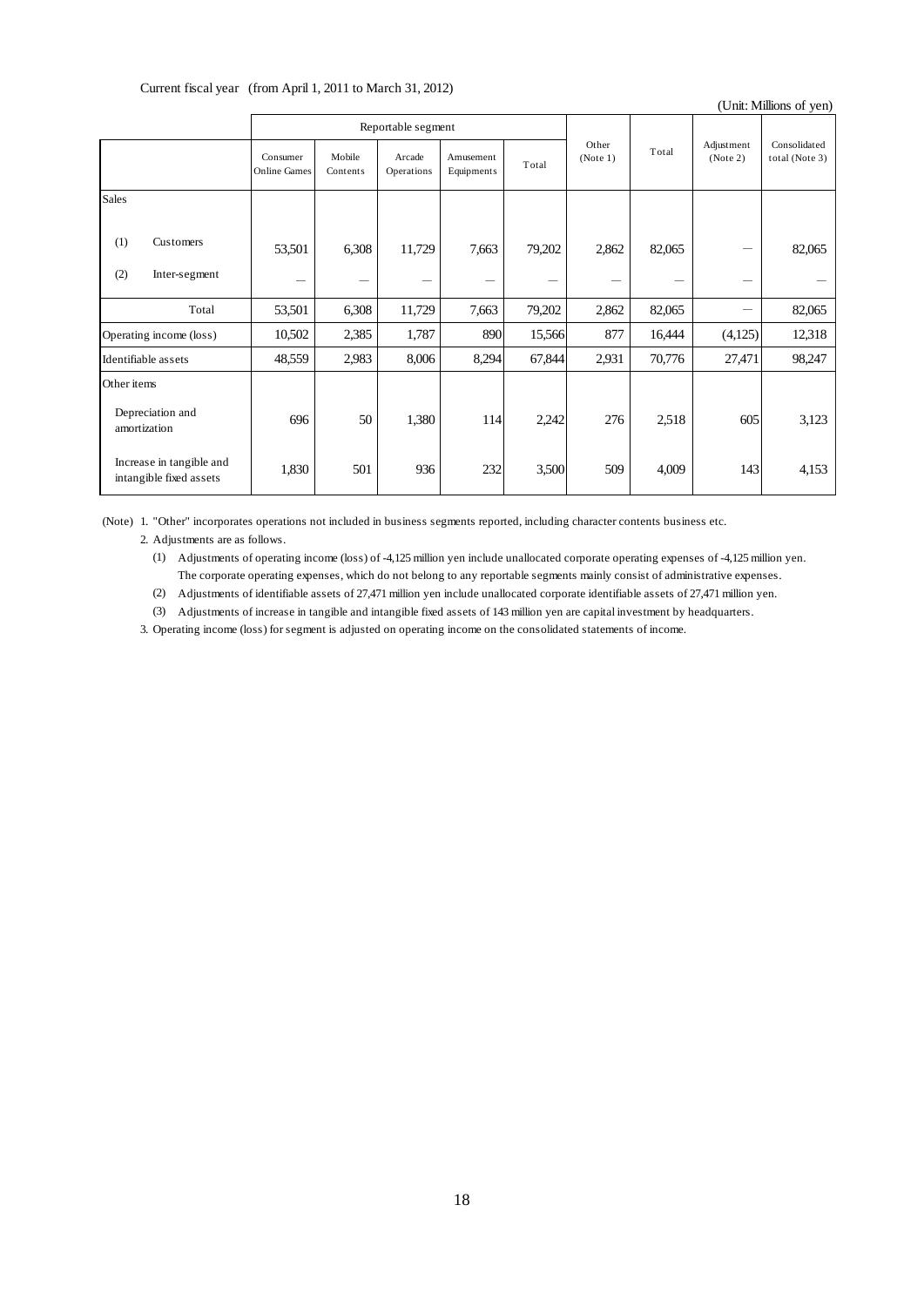Current fiscal year (from April 1, 2011 to March 31, 2012)

(Unit: Millions of yen)

| | Reportable segment | | | | | Other (Note 1) | Total | Adjustment (Note 2) | Consolidated total (Note 3) |
|---|---|---|---|---|---|---|---|---|---|
| | Consumer Online Games | Mobile Contents | Arcade Operations | Amusement Equipments | Total | | | | |
| Sales | | | | | | | | | |
| (1) Customers | 53,501 | 6,308 | 11,729 | 7,663 | 79,202 | 2,862 | 82,065 | ― | 82,065 |
| (2) Inter-segment | ― | ― | ― | ― | ― | ― | ― | ― | ― |
| Total | 53,501 | 6,308 | 11,729 | 7,663 | 79,202 | 2,862 | 82,065 | ― | 82,065 |
| Operating income (loss) | 10,502 | 2,385 | 1,787 | 890 | 15,566 | 877 | 16,444 | (4,125) | 12,318 |
| Identifiable assets | 48,559 | 2,983 | 8,006 | 8,294 | 67,844 | 2,931 | 70,776 | 27,471 | 98,247 |
| Other items | | | | | | | | | |
| Depreciation and amortization | 696 | 50 | 1,380 | 114 | 2,242 | 276 | 2,518 | 605 | 3,123 |
| Increase in tangible and intangible fixed assets | 1,830 | 501 | 936 | 232 | 3,500 | 509 | 4,009 | 143 | 4,153 |

(Note) 1. "Other" incorporates operations not included in business segments reported, including character contents business etc.

2. Adjustments are as follows.

(1) Adjustments of operating income (loss) of -4,125 million yen include unallocated corporate operating expenses of -4,125 million yen. The corporate operating expenses, which do not belong to any reportable segments mainly consist of administrative expenses.

(2) Adjustments of identifiable assets of 27,471 million yen include unallocated corporate identifiable assets of 27,471 million yen.

(3) Adjustments of increase in tangible and intangible fixed assets of 143 million yen are capital investment by headquarters.

3. Operating income (loss) for segment is adjusted on operating income on the consolidated statements of income.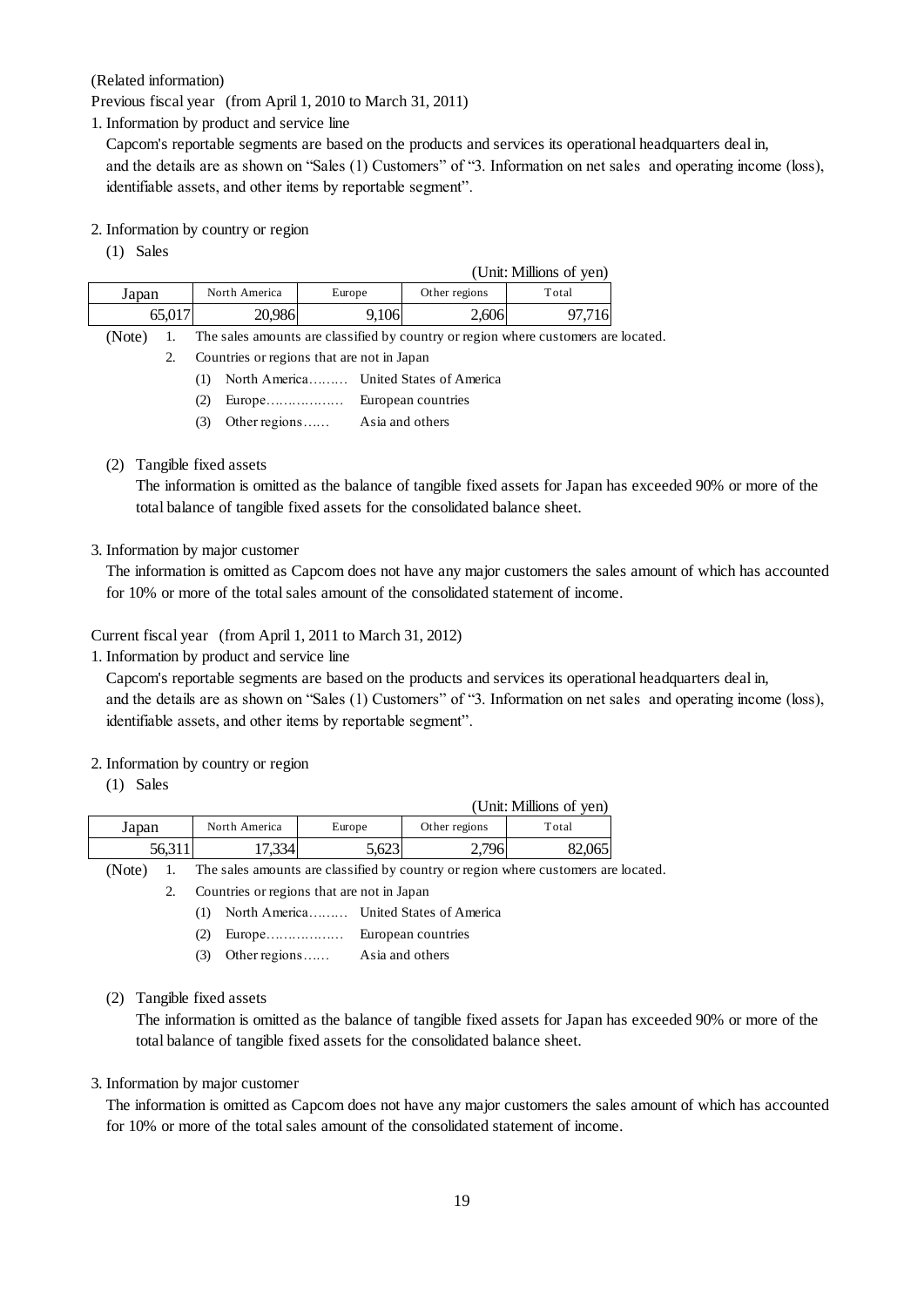(Related information)

Previous fiscal year (from April 1, 2010 to March 31, 2011)

1. Information by product and service line

Capcom's reportable segments are based on the products and services its operational headquarters deal in, and the details are as shown on "Sales (1) Customers" of "3. Information on net sales and operating income (loss), identifiable assets, and other items by reportable segment".

2. Information by country or region

(1) Sales

(Unit: Millions of yen)

| Japan | North America | Europe | Other regions | Total |
|---|---|---|---|---|
| 65,017 | 20,986 | 9,106 | 2,606 | 97,716 |

(Note) 1. The sales amounts are classified by country or region where customers are located.

2. Countries or regions that are not in Japan

(1) North America……… United States of America

(2) Europe……………… European countries

(3) Other regions…… Asia and others

(2) Tangible fixed assets

The information is omitted as the balance of tangible fixed assets for Japan has exceeded 90% or more of the total balance of tangible fixed assets for the consolidated balance sheet.

3. Information by major customer

The information is omitted as Capcom does not have any major customers the sales amount of which has accounted for 10% or more of the total sales amount of the consolidated statement of income.

Current fiscal year (from April 1, 2011 to March 31, 2012)

1. Information by product and service line

Capcom's reportable segments are based on the products and services its operational headquarters deal in, and the details are as shown on "Sales (1) Customers" of "3. Information on net sales and operating income (loss), identifiable assets, and other items by reportable segment".

2. Information by country or region

(1) Sales

(Unit: Millions of yen)

| Japan | North America | Europe | Other regions | Total |
|---|---|---|---|---|
| 56,311 | 17,334 | 5,623 | 2,796 | 82,065 |

(Note) 1. The sales amounts are classified by country or region where customers are located.

2. Countries or regions that are not in Japan

(1) North America……… United States of America

(2) Europe……………… European countries

(3) Other regions…… Asia and others

(2) Tangible fixed assets

The information is omitted as the balance of tangible fixed assets for Japan has exceeded 90% or more of the total balance of tangible fixed assets for the consolidated balance sheet.

3. Information by major customer

The information is omitted as Capcom does not have any major customers the sales amount of which has accounted for 10% or more of the total sales amount of the consolidated statement of income.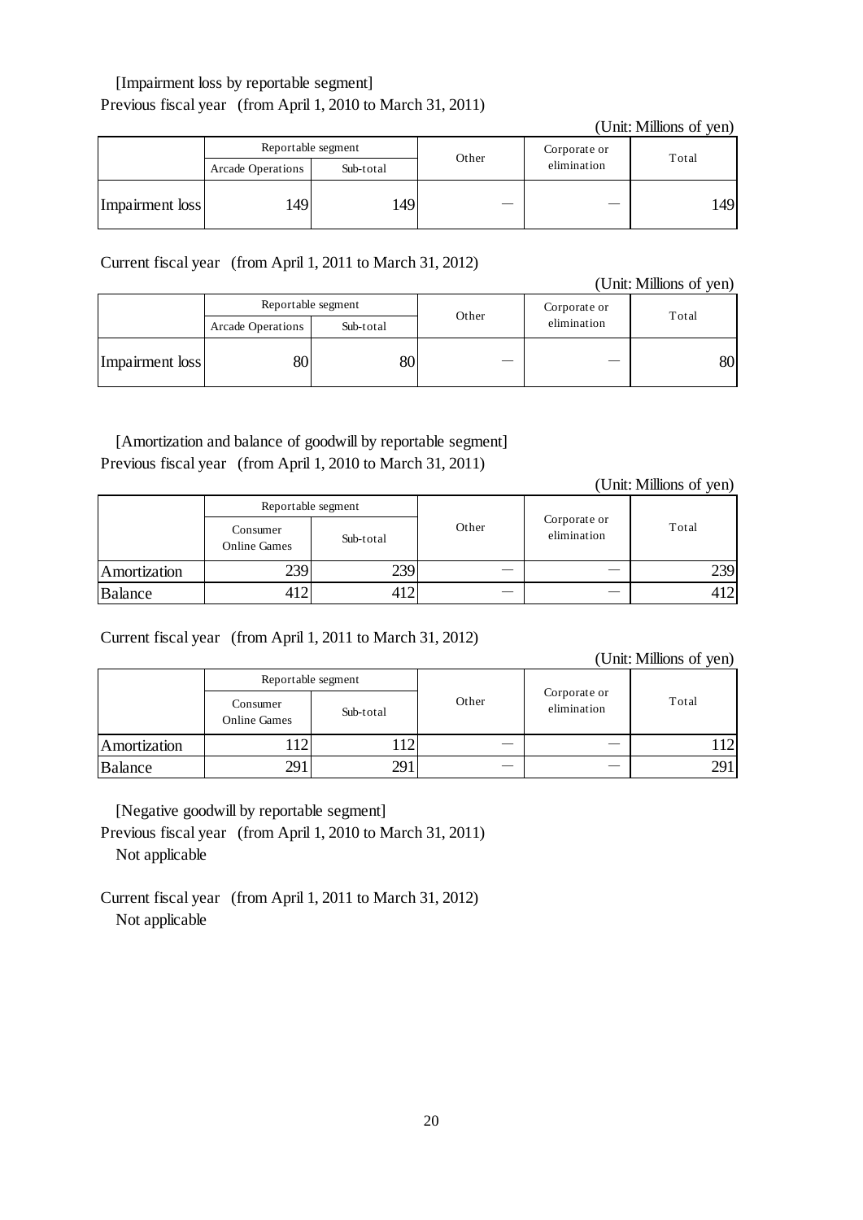[Impairment loss by reportable segment]

Previous fiscal year (from April 1, 2010 to March 31, 2011)

(Unit: Millions of yen)

| | Reportable segment | | Other | Corporate or elimination | Total |
|---|---|---|---|---|---|
| | Arcade Operations | Sub-total | | | |
| Impairment loss | 149 | 149 | — | — | 149 |

Current fiscal year (from April 1, 2011 to March 31, 2012)

(Unit: Millions of yen)

| | Reportable segment | | Other | Corporate or elimination | Total |
|---|---|---|---|---|---|
| | Arcade Operations | Sub-total | | | |
| Impairment loss | 80 | 80 | — | — | 80 |

[Amortization and balance of goodwill by reportable segment]

Previous fiscal year (from April 1, 2010 to March 31, 2011)

(Unit: Millions of yen)

| | Reportable segment | | Other | Corporate or elimination | Total |
|---|---|---|---|---|---|
| | Consumer Online Games | Sub-total | | | |
| Amortization | 239 | 239 | — | — | 239 |
| Balance | 412 | 412 | — | — | 412 |

Current fiscal year (from April 1, 2011 to March 31, 2012)

(Unit: Millions of yen)

| | Reportable segment | | Other | Corporate or elimination | Total |
|---|---|---|---|---|---|
| | Consumer Online Games | Sub-total | | | |
| Amortization | 112 | 112 | — | — | 112 |
| Balance | 291 | 291 | — | — | 291 |

[Negative goodwill by reportable segment]

Previous fiscal year (from April 1, 2010 to March 31, 2011)

Not applicable

Current fiscal year (from April 1, 2011 to March 31, 2012)

Not applicable